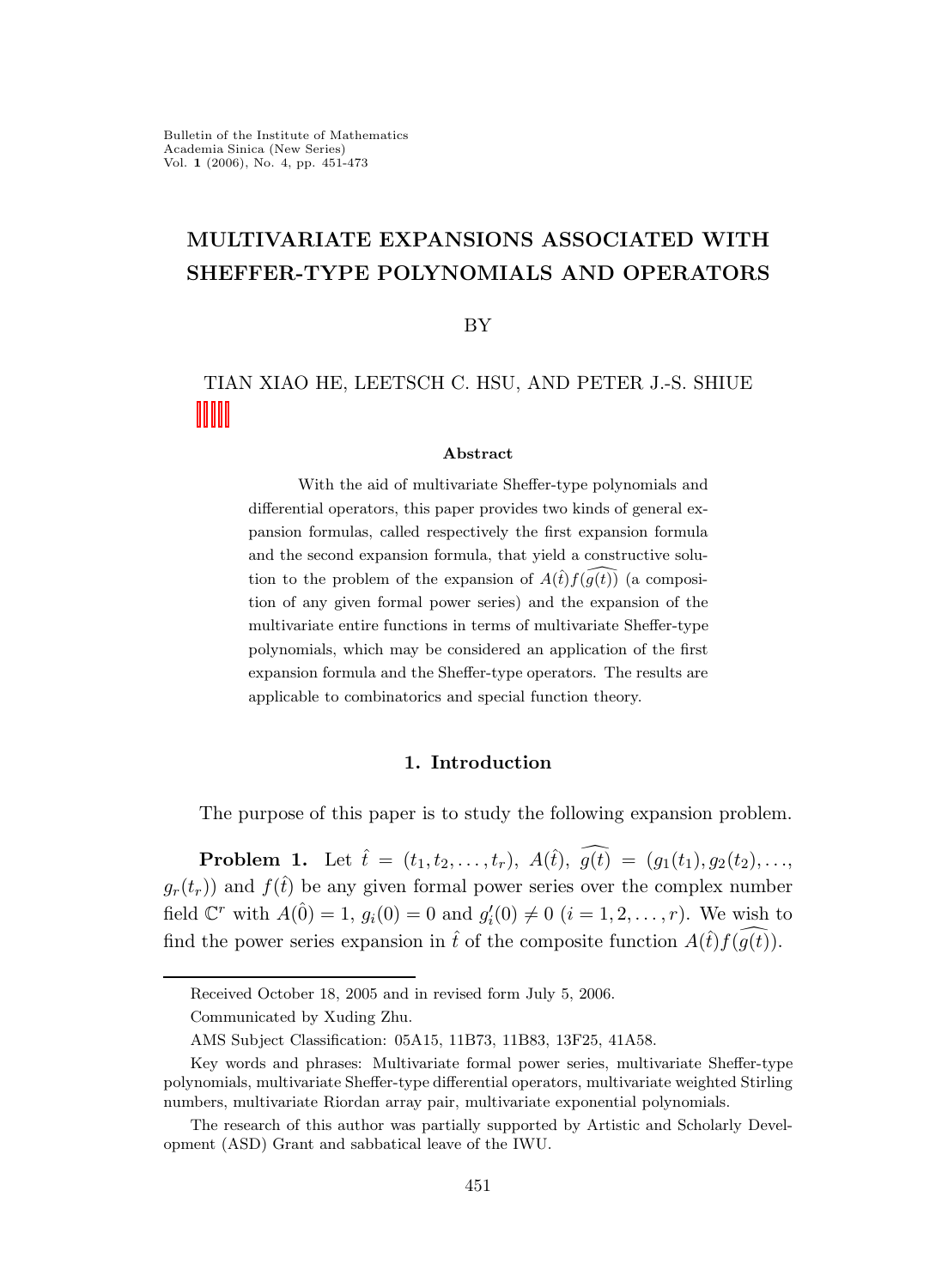# MULTIVARIATE EXPANSIONS ASSOCIATED WITH SHEFFER-TYPE POLYNOMIALS AND OPERATORS

BY

TIAN XIAO HE, LEETSCH C. HSU, AND PETER J.-S. SHIUE

### Abstract

With the aid of multivariate Sheffer-type polynomials and differential operators, this paper provides two kinds of general expansion formulas, called respectively the first expansion formula and the second expansion formula, that yield a constructive solution to the problem of the expansion of $A(\hat{t})f(\widehat{g(t)})$ (a composition of any given formal power series) and the expansion of the multivariate entire functions in terms of multivariate Sheffer-type polynomials, which may be considered an application of the first expansion formula and the Sheffer-type operators. The results are applicable to combinatorics and special function theory.

## 1. Introduction

The purpose of this paper is to study the following expansion problem.

**Problem 1.** Let $\hat{t} = (t_1, t_2, \ldots, t_r)$, $A(\hat{t})$, $\widehat{g(t)} = (g_1(t_1), g_2(t_2), \ldots, g_r(t_r))$ and $f(\hat{t})$ be any given formal power series over the complex number field $\mathbb{C}^r$ with $A(\hat{0}) = 1$, $g_i(0) = 0$ and $g_i'(0) \neq 0$ $(i = 1, 2, \ldots, r)$. We wish to find the power series expansion in $\hat{t}$ of the composite function $A(\hat{t})f(\widehat{g(t)})$.

---

Received October 18, 2005 and in revised form July 5, 2006.

Communicated by Xuding Zhu.

AMS Subject Classification: 05A15, 11B73, 11B83, 13F25, 41A58.

Key words and phrases: Multivariate formal power series, multivariate Sheffer-type polynomials, multivariate Sheffer-type differential operators, multivariate weighted Stirling numbers, multivariate Riordan array pair, multivariate exponential polynomials.

The research of this author was partially supported by Artistic and Scholarly Development (ASD) Grant and sabbatical leave of the IWU.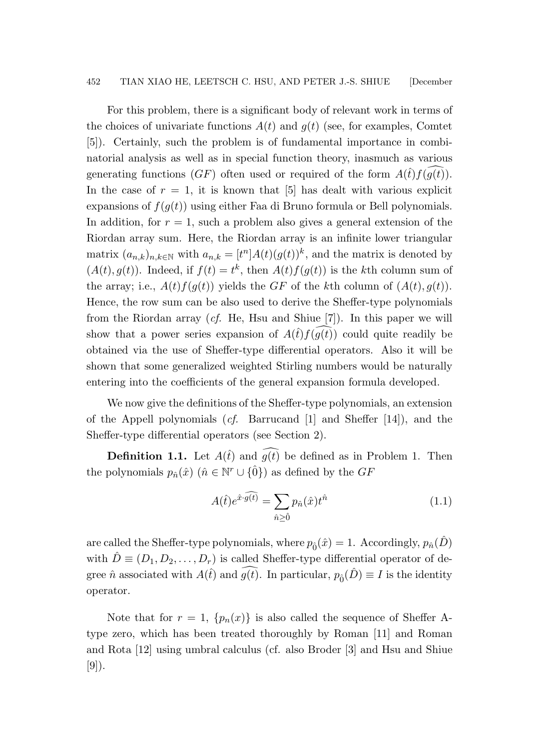For this problem, there is a significant body of relevant work in terms of the choices of univariate functions $A(t)$ and $g(t)$ (see, for examples, Comtet [5]). Certainly, such the problem is of fundamental importance in combinatorial analysis as well as in special function theory, inasmuch as various generating functions ($GF$) often used or required of the form $A(\hat{t})f(\widehat{g(t)})$. In the case of $r = 1$, it is known that [5] has dealt with various explicit expansions of $f(g(t))$ using either Faa di Bruno formula or Bell polynomials. In addition, for $r = 1$, such a problem also gives a general extension of the Riordan array sum. Here, the Riordan array is an infinite lower triangular matrix $(a_{n,k})_{n,k\in\mathbb{N}}$ with $a_{n,k} = [t^n]A(t)(g(t))^k$, and the matrix is denoted by $(A(t), g(t))$. Indeed, if $f(t) = t^k$, then $A(t)f(g(t))$ is the $k$th column sum of the array; i.e., $A(t)f(g(t))$ yields the $GF$ of the $k$th column of $(A(t), g(t))$. Hence, the row sum can be also used to derive the Sheffer-type polynomials from the Riordan array (*cf.* He, Hsu and Shiue [7]). In this paper we will show that a power series expansion of $A(\hat{t})f(\widehat{g(t)})$ could quite readily be obtained via the use of Sheffer-type differential operators. Also it will be shown that some generalized weighted Stirling numbers would be naturally entering into the coefficients of the general expansion formula developed.

We now give the definitions of the Sheffer-type polynomials, an extension of the Appell polynomials (*cf.* Barrucand [1] and Sheffer [14]), and the Sheffer-type differential operators (see Section 2).

**Definition 1.1.** Let $A(\hat{t})$ and $\widehat{g(t)}$ be defined as in Problem 1. Then the polynomials $p_{\hat{n}}(\hat{x})$ ($\hat{n} \in \mathbb{N}^r \cup \{\hat{0}\}$) as defined by the $GF$

$$A(\hat{t})e^{\hat{x}\cdot\widehat{g(t)}} = \sum_{\hat{n}\geq\hat{0}} p_{\hat{n}}(\hat{x})t^{\hat{n}} \tag{1.1}$$

are called the Sheffer-type polynomials, where $p_{\hat{0}}(\hat{x}) = 1$. Accordingly, $p_{\hat{n}}(\hat{D})$ with $\hat{D} \equiv (D_1, D_2, \ldots, D_r)$ is called Sheffer-type differential operator of degree $\hat{n}$ associated with $A(\hat{t})$ and $\widehat{g(t)}$. In particular, $p_{\hat{0}}(\hat{D}) \equiv I$ is the identity operator.

Note that for $r = 1$, $\{p_n(x)\}$ is also called the sequence of Sheffer A-type zero, which has been treated thoroughly by Roman [11] and Roman and Rota [12] using umbral calculus (cf. also Broder [3] and Hsu and Shiue [9]).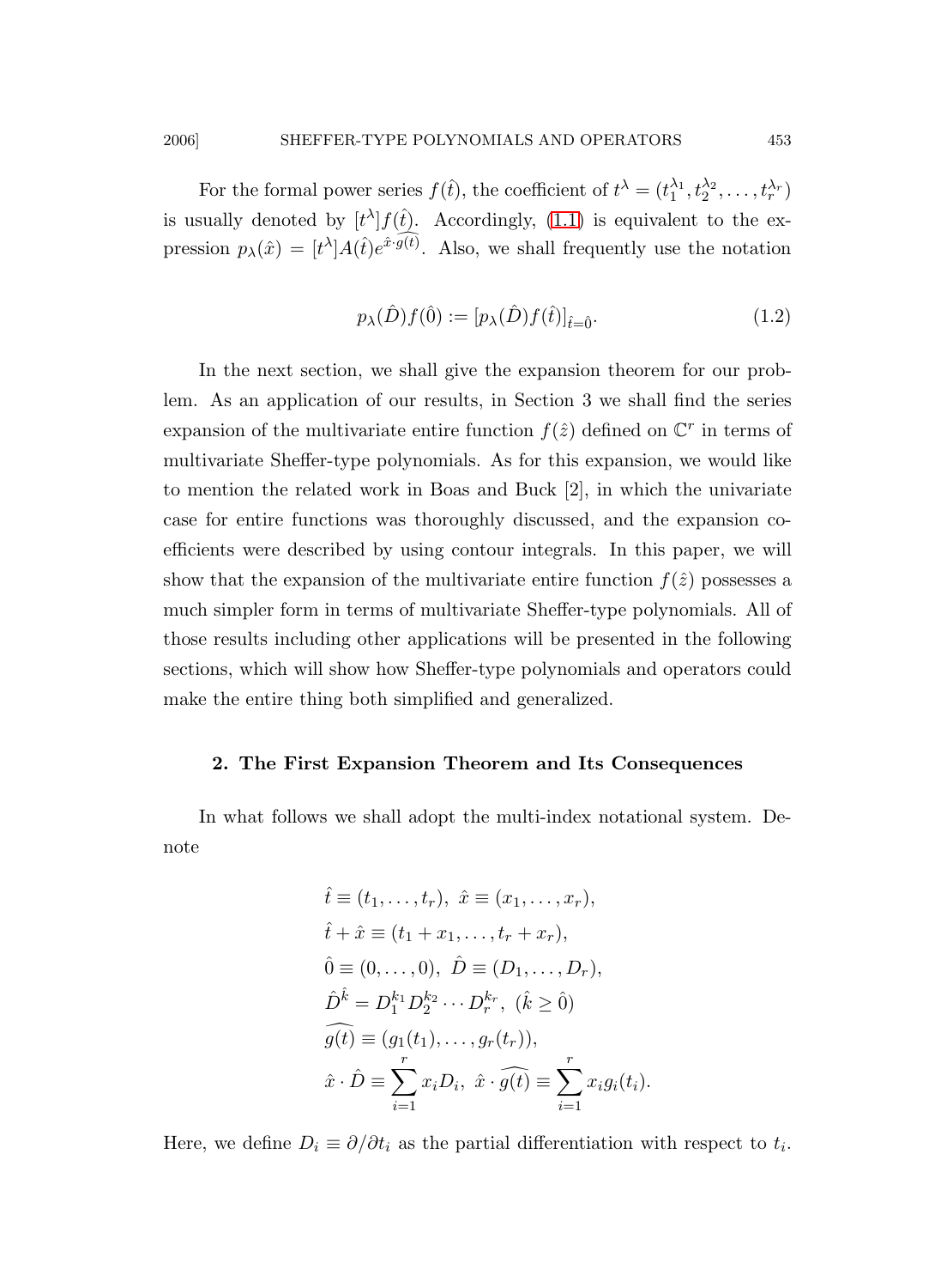For the formal power series $f(\hat{t})$, the coefficient of $t^\lambda = (t_1^{\lambda_1}, t_2^{\lambda_2}, \ldots, t_r^{\lambda_r})$ is usually denoted by $[t^\lambda]f(\hat{t})$. Accordingly, (1.1) is equivalent to the expression $p_\lambda(\hat{x}) = [t^\lambda]A(\hat{t})e^{\hat{x}\cdot\widehat{g(t)}}$. Also, we shall frequently use the notation

$$p_\lambda(\hat{D})f(\hat{0}) := [p_\lambda(\hat{D})f(\hat{t})]_{\hat{t}=\hat{0}}. \tag{1.2}$$

In the next section, we shall give the expansion theorem for our problem. As an application of our results, in Section 3 we shall find the series expansion of the multivariate entire function $f(\hat{z})$ defined on $\mathbb{C}^r$ in terms of multivariate Sheffer-type polynomials. As for this expansion, we would like to mention the related work in Boas and Buck [2], in which the univariate case for entire functions was thoroughly discussed, and the expansion coefficients were described by using contour integrals. In this paper, we will show that the expansion of the multivariate entire function $f(\hat{z})$ possesses a much simpler form in terms of multivariate Sheffer-type polynomials. All of those results including other applications will be presented in the following sections, which will show how Sheffer-type polynomials and operators could make the entire thing both simplified and generalized.

## 2. The First Expansion Theorem and Its Consequences

In what follows we shall adopt the multi-index notational system. Denote

$$\begin{aligned}
&\hat{t} \equiv (t_1, \ldots, t_r),\ \hat{x} \equiv (x_1, \ldots, x_r),\\
&\hat{t} + \hat{x} \equiv (t_1 + x_1, \ldots, t_r + x_r),\\
&\hat{0} \equiv (0, \ldots, 0),\ \hat{D} \equiv (D_1, \ldots, D_r),\\
&\hat{D}^{\hat{k}} = D_1^{k_1} D_2^{k_2} \cdots D_r^{k_r},\ (\hat{k} \geq \hat{0})\\
&\widehat{g(t)} \equiv (g_1(t_1), \ldots, g_r(t_r)),\\
&\hat{x} \cdot \hat{D} \equiv \sum_{i=1}^{r} x_i D_i,\ \hat{x} \cdot \widehat{g(t)} \equiv \sum_{i=1}^{r} x_i g_i(t_i).
\end{aligned}$$

Here, we define $D_i \equiv \partial/\partial t_i$ as the partial differentiation with respect to $t_i$.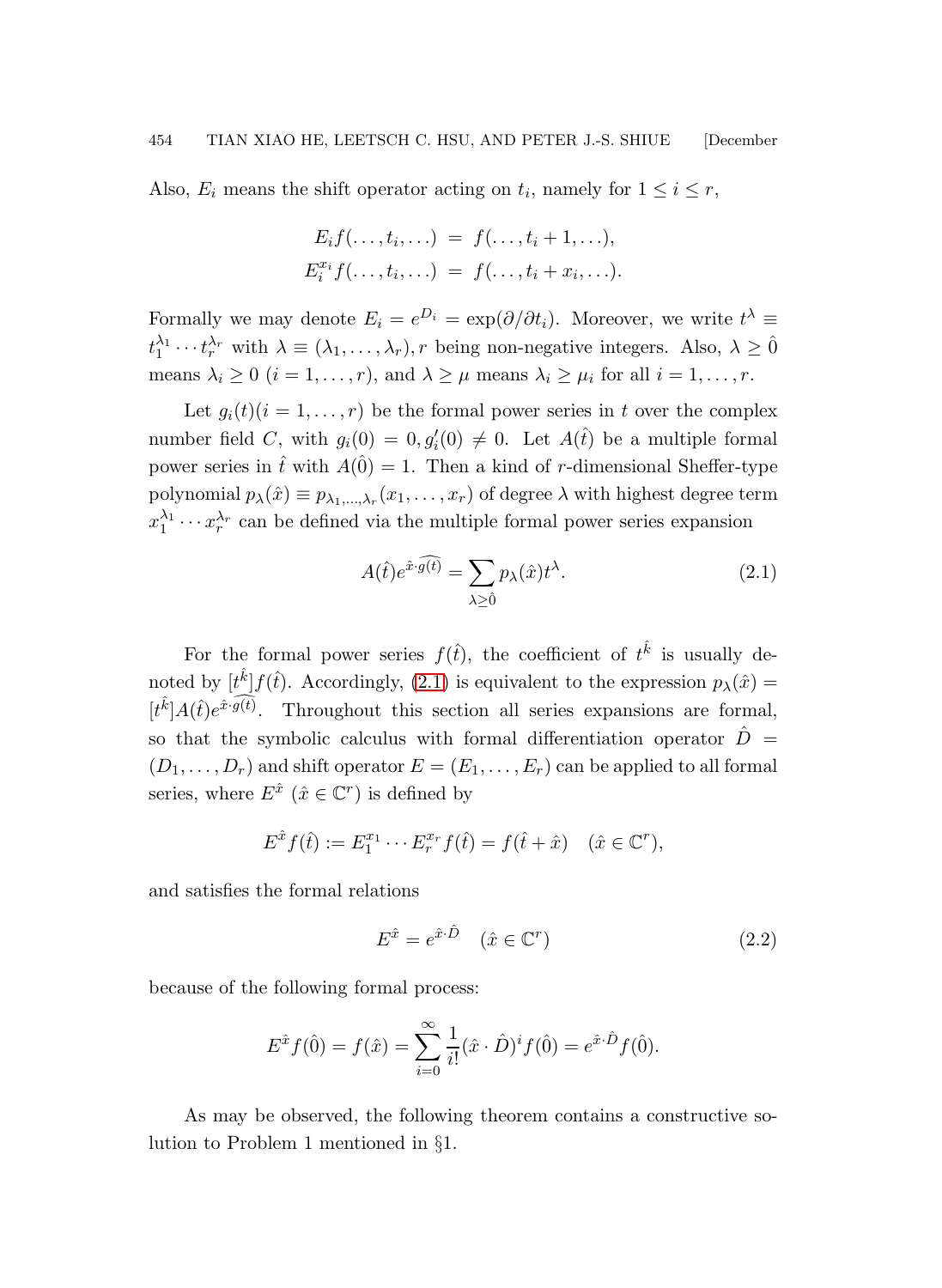Also, $E_i$ means the shift operator acting on $t_i$, namely for $1 \leq i \leq r$,

$$
\begin{aligned}
E_i f(\ldots, t_i, \ldots) &= f(\ldots, t_i + 1, \ldots), \\
E_i^{x_i} f(\ldots, t_i, \ldots) &= f(\ldots, t_i + x_i, \ldots).
\end{aligned}
$$

Formally we may denote $E_i = e^{D_i} = \exp(\partial/\partial t_i)$. Moreover, we write $t^\lambda \equiv t_1^{\lambda_1} \cdots t_r^{\lambda_r}$ with $\lambda \equiv (\lambda_1, \ldots, \lambda_r), r$ being non-negative integers. Also, $\lambda \geq \hat{0}$ means $\lambda_i \geq 0$ $(i = 1, \ldots, r)$, and $\lambda \geq \mu$ means $\lambda_i \geq \mu_i$ for all $i = 1, \ldots, r$.

Let $g_i(t) (i = 1, \ldots, r)$ be the formal power series in $t$ over the complex number field $C$, with $g_i(0) = 0, g_i'(0) \neq 0$. Let $A(\hat{t})$ be a multiple formal power series in $\hat{t}$ with $A(\hat{0}) = 1$. Then a kind of $r$-dimensional Sheffer-type polynomial $p_\lambda(\hat{x}) \equiv p_{\lambda_1, \ldots, \lambda_r}(x_1, \ldots, x_r)$ of degree $\lambda$ with highest degree term $x_1^{\lambda_1} \cdots x_r^{\lambda_r}$ can be defined via the multiple formal power series expansion

$$
A(\hat{t}) e^{\hat{x} \cdot \widehat{g(t)}} = \sum_{\lambda \geq \hat{0}} p_\lambda(\hat{x}) t^\lambda. \tag{2.1}
$$

For the formal power series $f(\hat{t})$, the coefficient of $t^{\hat{k}}$ is usually denoted by $[t^{\hat{k}}] f(\hat{t})$. Accordingly, (2.1) is equivalent to the expression $p_\lambda(\hat{x}) = [t^{\hat{k}}] A(\hat{t}) e^{\hat{x} \cdot \widehat{g(t)}}$. Throughout this section all series expansions are formal, so that the symbolic calculus with formal differentiation operator $\hat{D} = (D_1, \ldots, D_r)$ and shift operator $E = (E_1, \ldots, E_r)$ can be applied to all formal series, where $E^{\hat{x}}$ $(\hat{x} \in \mathbb{C}^r)$ is defined by

$$
E^{\hat{x}} f(\hat{t}) := E_1^{x_1} \cdots E_r^{x_r} f(\hat{t}) = f(\hat{t} + \hat{x}) \quad (\hat{x} \in \mathbb{C}^r),
$$

and satisfies the formal relations

$$
E^{\hat{x}} = e^{\hat{x} \cdot \hat{D}} \quad (\hat{x} \in \mathbb{C}^r) \tag{2.2}
$$

because of the following formal process:

$$
E^{\hat{x}} f(\hat{0}) = f(\hat{x}) = \sum_{i=0}^{\infty} \frac{1}{i!} (\hat{x} \cdot \hat{D})^i f(\hat{0}) = e^{\hat{x} \cdot \hat{D}} f(\hat{0}).
$$

As may be observed, the following theorem contains a constructive solution to Problem 1 mentioned in §1.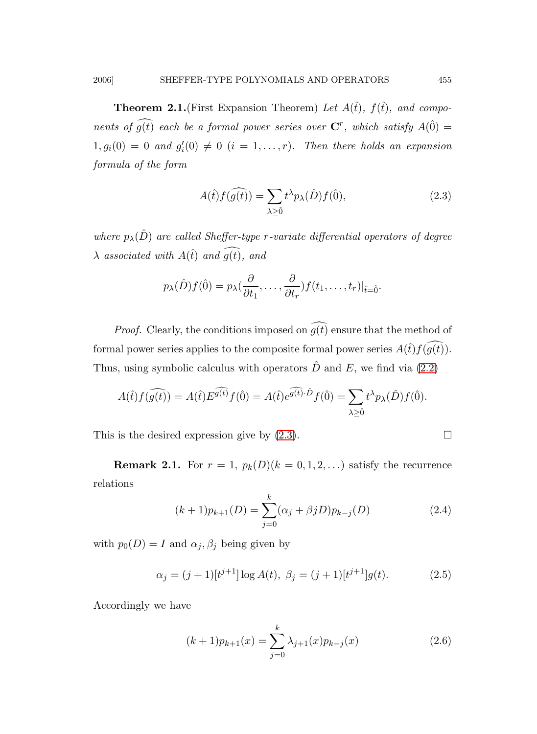**Theorem 2.1.**(First Expansion Theorem) *Let $A(\hat{t})$, $f(\hat{t})$, and components of $\widehat{g(t)}$ each be a formal power series over $\mathbf{C}^r$, which satisfy $A(\hat{0}) = 1, g_i(0) = 0$ and $g_i'(0) \neq 0$ $(i = 1, \ldots, r)$. Then there holds an expansion formula of the form*

$$A(\hat{t})f(\widehat{g(t)}) = \sum_{\lambda \geq \hat{0}} t^\lambda p_\lambda(\hat{D})f(\hat{0}), \tag{2.3}$$

*where $p_\lambda(\hat{D})$ are called Sheffer-type $r$-variate differential operators of degree $\lambda$ associated with $A(\hat{t})$ and $\widehat{g(t)}$, and*

$$p_\lambda(\hat{D})f(\hat{0}) = p_\lambda(\frac{\partial}{\partial t_1}, \ldots, \frac{\partial}{\partial t_r})f(t_1, \ldots, t_r)|_{\hat{t}=\hat{0}}.$$

*Proof.* Clearly, the conditions imposed on $\widehat{g(t)}$ ensure that the method of formal power series applies to the composite formal power series $A(\hat{t})f(\widehat{g(t)})$. Thus, using symbolic calculus with operators $\hat{D}$ and $E$, we find via (2.2)

$$A(\hat{t})f(\widehat{g(t)}) = A(\hat{t})E^{\widehat{g(t)}}f(\hat{0}) = A(\hat{t})e^{\widehat{g(t)}\cdot\hat{D}}f(\hat{0}) = \sum_{\lambda \geq \hat{0}} t^\lambda p_\lambda(\hat{D})f(\hat{0}).$$

This is the desired expression give by (2.3). $\square$

**Remark 2.1.** For $r = 1$, $p_k(D)(k = 0, 1, 2, \ldots)$ satisfy the recurrence relations

$$(k+1)p_{k+1}(D) = \sum_{j=0}^{k} (\alpha_j + \beta j D)p_{k-j}(D) \tag{2.4}$$

with $p_0(D) = I$ and $\alpha_j, \beta_j$ being given by

$$\alpha_j = (j+1)[t^{j+1}]\log A(t), \ \beta_j = (j+1)[t^{j+1}]g(t). \tag{2.5}$$

Accordingly we have

$$(k+1)p_{k+1}(x) = \sum_{j=0}^{k} \lambda_{j+1}(x)p_{k-j}(x) \tag{2.6}$$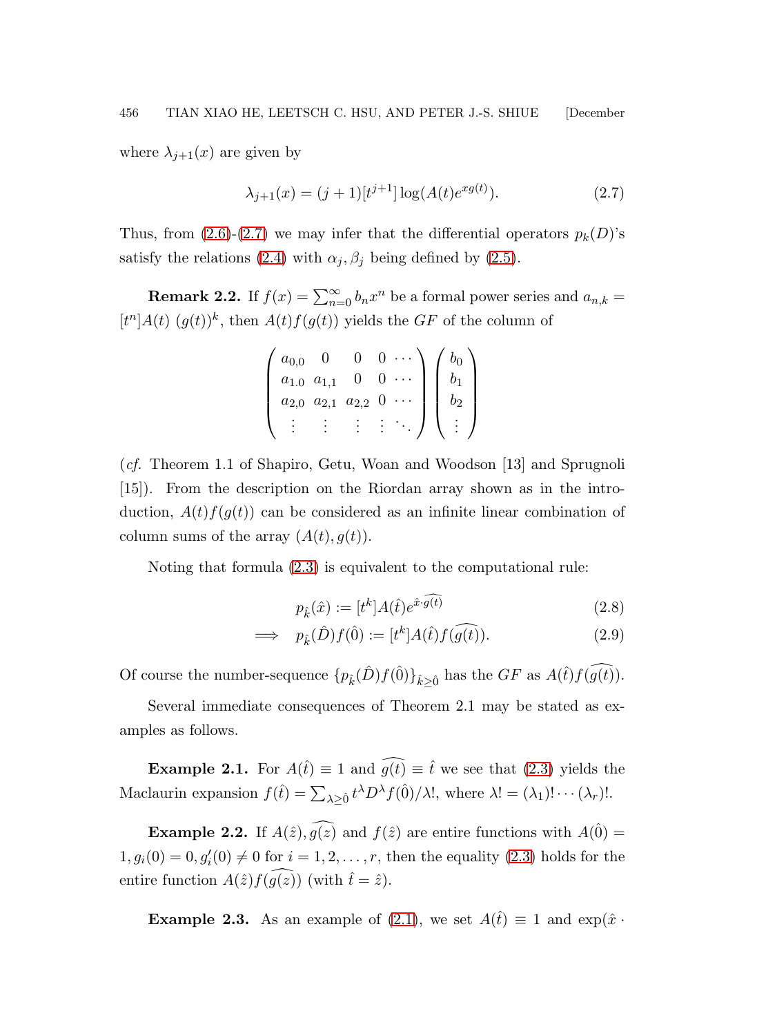where $\lambda_{j+1}(x)$ are given by

$$\lambda_{j+1}(x) = (j+1)[t^{j+1}] \log(A(t)e^{xg(t)}). \tag{2.7}$$

Thus, from (2.6)-(2.7) we may infer that the differential operators $p_k(D)$'s satisfy the relations (2.4) with $\alpha_j, \beta_j$ being defined by (2.5).

**Remark 2.2.** If $f(x) = \sum_{n=0}^{\infty} b_n x^n$ be a formal power series and $a_{n,k} = [t^n]A(t)\ (g(t))^k$, then $A(t)f(g(t))$ yields the $GF$ of the column of

$$\begin{pmatrix} a_{0,0} & 0 & 0 & 0 & \cdots \\ a_{1.0} & a_{1,1} & 0 & 0 & \cdots \\ a_{2,0} & a_{2,1} & a_{2,2} & 0 & \cdots \\ \vdots & \vdots & \vdots & \vdots & \ddots \end{pmatrix} \begin{pmatrix} b_0 \\ b_1 \\ b_2 \\ \vdots \end{pmatrix}$$

(*cf.* Theorem 1.1 of Shapiro, Getu, Woan and Woodson [13] and Sprugnoli [15]). From the description on the Riordan array shown as in the introduction, $A(t)f(g(t))$ can be considered as an infinite linear combination of column sums of the array $(A(t), g(t))$.

Noting that formula (2.3) is equivalent to the computational rule:

$$p_{\hat{k}}(\hat{x}) := [t^k]A(\hat{t})e^{\hat{x}\cdot\widehat{g(t)}} \tag{2.8}$$

$$\Longrightarrow \quad p_{\hat{k}}(\hat{D})f(\hat{0}) := [t^k]A(\hat{t})f(\widehat{g(t)}). \tag{2.9}$$

Of course the number-sequence $\{p_{\hat{k}}(\hat{D})f(\hat{0})\}_{\hat{k}\geq\hat{0}}$ has the $GF$ as $A(\hat{t})f(\widehat{g(t)})$.

Several immediate consequences of Theorem 2.1 may be stated as examples as follows.

**Example 2.1.** For $A(\hat{t}) \equiv 1$ and $\widehat{g(t)} \equiv \hat{t}$ we see that (2.3) yields the Maclaurin expansion $f(\hat{t}) = \sum_{\lambda\geq\hat{0}} t^\lambda D^\lambda f(\hat{0})/\lambda!$, where $\lambda! = (\lambda_1)! \cdots (\lambda_r)!$.

**Example 2.2.** If $A(\hat{z}), \widehat{g(z)}$ and $f(\hat{z})$ are entire functions with $A(\hat{0}) = 1, g_i(0) = 0, g_i'(0) \neq 0$ for $i = 1, 2, \ldots, r$, then the equality (2.3) holds for the entire function $A(\hat{z})f(\widehat{g(z)})$ (with $\hat{t} = \hat{z}$).

**Example 2.3.** As an example of (2.1), we set $A(\hat{t}) \equiv 1$ and $\exp(\hat{x} \cdot$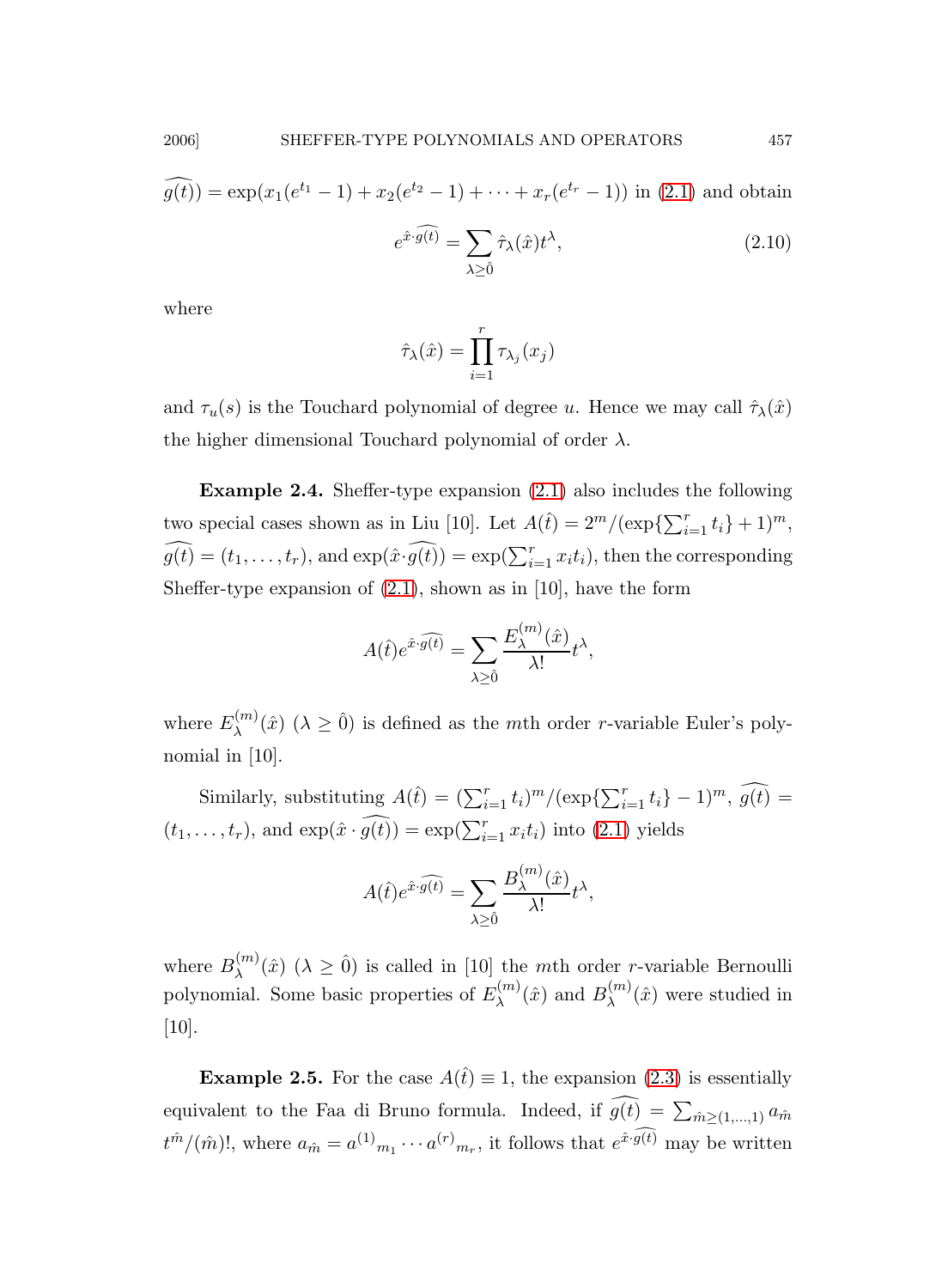$\widehat{g(t)}) = \exp(x_1(e^{t_1}-1) + x_2(e^{t_2}-1) + \cdots + x_r(e^{t_r}-1))$ in (2.1) and obtain

$$e^{\hat{x}\cdot\widehat{g(t)}} = \sum_{\lambda\geq\hat{0}} \hat{\tau}_\lambda(\hat{x})t^\lambda, \tag{2.10}$$

where

$$\hat{\tau}_\lambda(\hat{x}) = \prod_{i=1}^{r} \tau_{\lambda_j}(x_j)$$

and $\tau_u(s)$ is the Touchard polynomial of degree $u$. Hence we may call $\hat{\tau}_\lambda(\hat{x})$ the higher dimensional Touchard polynomial of order $\lambda$.

**Example 2.4.** Sheffer-type expansion (2.1) also includes the following two special cases shown as in Liu [10]. Let $A(\hat{t}) = 2^m/(\exp\{\sum_{i=1}^r t_i\}+1)^m$, $\widehat{g(t)} = (t_1, \ldots, t_r)$, and $\exp(\hat{x}\cdot\widehat{g(t)}) = \exp(\sum_{i=1}^r x_i t_i)$, then the corresponding Sheffer-type expansion of (2.1), shown as in [10], have the form

$$A(\hat{t})e^{\hat{x}\cdot\widehat{g(t)}} = \sum_{\lambda\geq\hat{0}} \frac{E_\lambda^{(m)}(\hat{x})}{\lambda!}t^\lambda,$$

where $E_\lambda^{(m)}(\hat{x})$ $(\lambda \geq \hat{0})$ is defined as the $m$th order $r$-variable Euler's polynomial in [10].

Similarly, substituting $A(\hat{t}) = (\sum_{i=1}^r t_i)^m/(\exp\{\sum_{i=1}^r t_i\}-1)^m$, $\widehat{g(t)} = (t_1, \ldots, t_r)$, and $\exp(\hat{x}\cdot\widehat{g(t)}) = \exp(\sum_{i=1}^r x_i t_i)$ into (2.1) yields

$$A(\hat{t})e^{\hat{x}\cdot\widehat{g(t)}} = \sum_{\lambda\geq\hat{0}} \frac{B_\lambda^{(m)}(\hat{x})}{\lambda!}t^\lambda,$$

where $B_\lambda^{(m)}(\hat{x})$ $(\lambda \geq \hat{0})$ is called in [10] the $m$th order $r$-variable Bernoulli polynomial. Some basic properties of $E_\lambda^{(m)}(\hat{x})$ and $B_\lambda^{(m)}(\hat{x})$ were studied in [10].

**Example 2.5.** For the case $A(\hat{t}) \equiv 1$, the expansion (2.3) is essentially equivalent to the Faa di Bruno formula. Indeed, if $\widehat{g(t)} = \sum_{\hat{m}\geq(1,\ldots,1)} a_{\hat{m}}$ $t^{\hat{m}}/(\hat{m})!$, where $a_{\hat{m}} = {a^{(1)}}_{m_1}\cdots {a^{(r)}}_{m_r}$, it follows that $e^{\hat{x}\cdot\widehat{g(t)}}$ may be written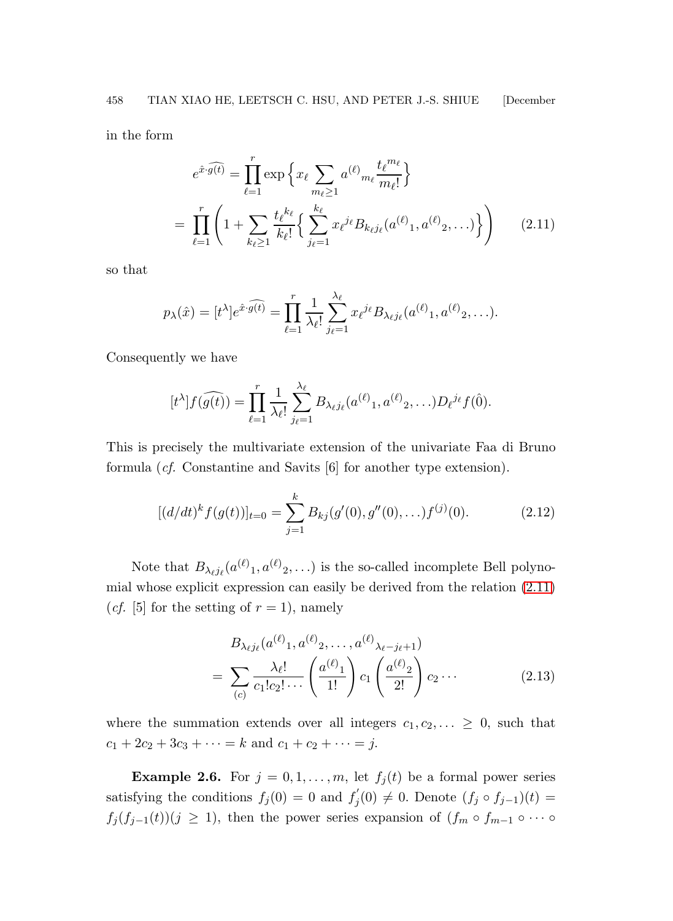in the form

$$
\begin{aligned}
e^{\hat{x}\cdot\widehat{g(t)}} &= \prod_{\ell=1}^{r} \exp\Big\{ x_\ell \sum_{m_\ell \geq 1} {a^{(\ell)}}_{m_\ell} \frac{{t_\ell}^{m_\ell}}{m_\ell!} \Big\} \\
&= \prod_{\ell=1}^{r} \left( 1 + \sum_{k_\ell \geq 1} \frac{{t_\ell}^{k_\ell}}{k_\ell!} \Big\{ \sum_{j_\ell=1}^{k_\ell} {x_\ell}^{j_\ell} B_{k_\ell j_\ell}({a^{(\ell)}}_1, {a^{(\ell)}}_2, \ldots) \Big\} \right) \qquad (2.11)
\end{aligned}
$$

so that

$$
p_\lambda(\hat{x}) = [t^\lambda] e^{\hat{x}\cdot\widehat{g(t)}} = \prod_{\ell=1}^{r} \frac{1}{\lambda_\ell!} \sum_{j_\ell=1}^{\lambda_\ell} {x_\ell}^{j_\ell} B_{\lambda_\ell j_\ell}({a^{(\ell)}}_1, {a^{(\ell)}}_2, \ldots).
$$

Consequently we have

$$
[t^\lambda] f(\widehat{g(t)}) = \prod_{\ell=1}^{r} \frac{1}{\lambda_\ell!} \sum_{j_\ell=1}^{\lambda_\ell} B_{\lambda_\ell j_\ell}({a^{(\ell)}}_1, {a^{(\ell)}}_2, \ldots) {D_\ell}^{j_\ell} f(\hat{0}).
$$

This is precisely the multivariate extension of the univariate Faa di Bruno formula (*cf.* Constantine and Savits [6] for another type extension).

$$
[(d/dt)^k f(g(t))]_{t=0} = \sum_{j=1}^{k} B_{kj}(g'(0), g''(0), \ldots) f^{(j)}(0). \qquad (2.12)
$$

Note that $B_{\lambda_\ell j_\ell}({a^{(\ell)}}_1, {a^{(\ell)}}_2, \ldots)$ is the so-called incomplete Bell polynomial whose explicit expression can easily be derived from the relation (2.11) (*cf.* [5] for the setting of $r = 1$), namely

$$
\begin{aligned}
& B_{\lambda_\ell j_\ell}({a^{(\ell)}}_1, {a^{(\ell)}}_2, \ldots, {a^{(\ell)}}_{\lambda_\ell - j_\ell + 1}) \\
&= \sum_{(c)} \frac{\lambda_\ell!}{c_1! c_2! \cdots} \left( \frac{{a^{(\ell)}}_1}{1!} \right) c_1 \left( \frac{{a^{(\ell)}}_2}{2!} \right) c_2 \cdots \qquad (2.13)
\end{aligned}
$$

where the summation extends over all integers $c_1, c_2, \ldots \geq 0$, such that $c_1 + 2c_2 + 3c_3 + \cdots = k$ and $c_1 + c_2 + \cdots = j$.

**Example 2.6.** For $j = 0, 1, \ldots, m$, let $f_j(t)$ be a formal power series satisfying the conditions $f_j(0) = 0$ and $f_j'(0) \neq 0$. Denote $(f_j \circ f_{j-1})(t) = f_j(f_{j-1}(t))(j \geq 1)$, then the power series expansion of $(f_m \circ f_{m-1} \circ \cdots \circ$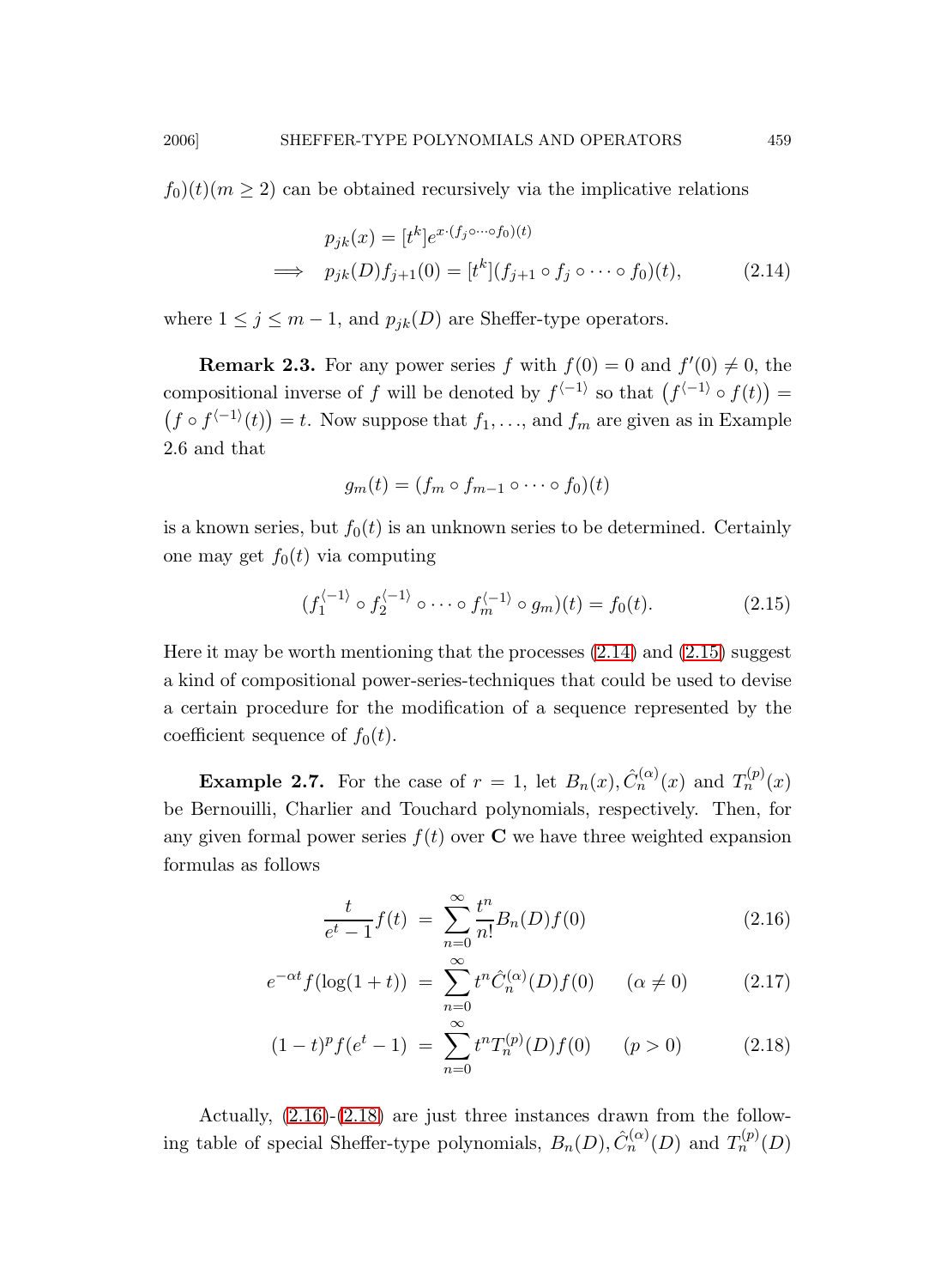$f_0)(t) (m \geq 2)$ can be obtained recursively via the implicative relations

$$
\begin{aligned}
& p_{jk}(x) = [t^k] e^{x \cdot (f_j \circ \cdots \circ f_0)(t)} \\
\Longrightarrow \quad & p_{jk}(D) f_{j+1}(0) = [t^k] (f_{j+1} \circ f_j \circ \cdots \circ f_0)(t), \qquad (2.14)
\end{aligned}
$$

where $1 \leq j \leq m-1$, and $p_{jk}(D)$ are Sheffer-type operators.

**Remark 2.3.** For any power series $f$ with $f(0) = 0$ and $f'(0) \neq 0$, the compositional inverse of $f$ will be denoted by $f^{\langle -1 \rangle}$ so that $\left(f^{\langle -1 \rangle} \circ f(t)\right) = \left(f \circ f^{\langle -1 \rangle}(t)\right) = t$. Now suppose that $f_1, \ldots$, and $f_m$ are given as in Example 2.6 and that

$$
g_m(t) = (f_m \circ f_{m-1} \circ \cdots \circ f_0)(t)
$$

is a known series, but $f_0(t)$ is an unknown series to be determined. Certainly one may get $f_0(t)$ via computing

$$
(f_1^{\langle -1 \rangle} \circ f_2^{\langle -1 \rangle} \circ \cdots \circ f_m^{\langle -1 \rangle} \circ g_m)(t) = f_0(t). \qquad (2.15)
$$

Here it may be worth mentioning that the processes (2.14) and (2.15) suggest a kind of compositional power-series-techniques that could be used to devise a certain procedure for the modification of a sequence represented by the coefficient sequence of $f_0(t)$.

**Example 2.7.** For the case of $r = 1$, let $B_n(x), \hat{C}_n^{(\alpha)}(x)$ and $T_n^{(p)}(x)$ be Bernouilli, Charlier and Touchard polynomials, respectively. Then, for any given formal power series $f(t)$ over $\mathbf{C}$ we have three weighted expansion formulas as follows

$$
\frac{t}{e^t - 1} f(t) = \sum_{n=0}^{\infty} \frac{t^n}{n!} B_n(D) f(0) \qquad (2.16)
$$

$$
e^{-\alpha t} f(\log(1+t)) = \sum_{n=0}^{\infty} t^n \hat{C}_n^{(\alpha)}(D) f(0) \qquad (\alpha \neq 0) \qquad (2.17)
$$

$$
(1-t)^p f(e^t - 1) = \sum_{n=0}^{\infty} t^n T_n^{(p)}(D) f(0) \qquad (p > 0) \qquad (2.18)
$$

Actually, (2.16)-(2.18) are just three instances drawn from the following table of special Sheffer-type polynomials, $B_n(D), \hat{C}_n^{(\alpha)}(D)$ and $T_n^{(p)}(D)$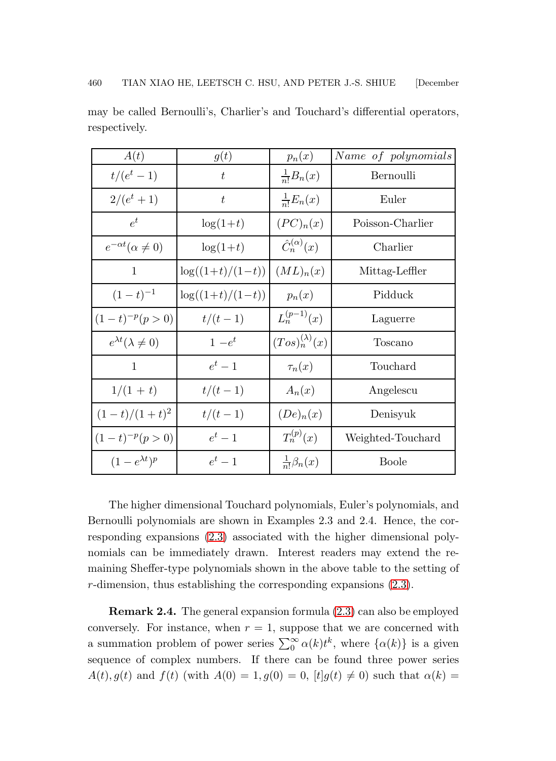may be called Bernoulli's, Charlier's and Touchard's differential operators, respectively.

| $A(t)$ | $g(t)$ | $p_n(x)$ | *Name of polynomials* |
|---|---|---|---|
| $t/(e^t-1)$ | $t$ | $\frac{1}{n!}B_n(x)$ | Bernoulli |
| $2/(e^t+1)$ | $t$ | $\frac{1}{n!}E_n(x)$ | Euler |
| $e^t$ | $\log(1+t)$ | $(PC)_n(x)$ | Poisson-Charlier |
| $e^{-\alpha t}(\alpha \neq 0)$ | $\log(1+t)$ | $\hat{C}_n^{(\alpha)}(x)$ | Charlier |
| $1$ | $\log((1+t)/(1-t))$ | $(ML)_n(x)$ | Mittag-Leffler |
| $(1-t)^{-1}$ | $\log((1+t)/(1-t))$ | $p_n(x)$ | Pidduck |
| $(1-t)^{-p}(p>0)$ | $t/(t-1)$ | $L_n^{(p-1)}(x)$ | Laguerre |
| $e^{\lambda t}(\lambda \neq 0)$ | $1-e^t$ | $(Tos)_n^{(\lambda)}(x)$ | Toscano |
| $1$ | $e^t-1$ | $\tau_n(x)$ | Touchard |
| $1/(1+t)$ | $t/(t-1)$ | $A_n(x)$ | Angelescu |
| $(1-t)/(1+t)^2$ | $t/(t-1)$ | $(De)_n(x)$ | Denisyuk |
| $(1-t)^{-p}(p>0)$ | $e^t-1$ | $T_n^{(p)}(x)$ | Weighted-Touchard |
| $(1-e^{\lambda t})^p$ | $e^t-1$ | $\frac{1}{n!}\beta_n(x)$ | Boole |

The higher dimensional Touchard polynomials, Euler's polynomials, and Bernoulli polynomials are shown in Examples 2.3 and 2.4. Hence, the corresponding expansions (2.3) associated with the higher dimensional polynomials can be immediately drawn. Interest readers may extend the remaining Sheffer-type polynomials shown in the above table to the setting of $r$-dimension, thus establishing the corresponding expansions (2.3).

**Remark 2.4.** The general expansion formula (2.3) can also be employed conversely. For instance, when $r=1$, suppose that we are concerned with a summation problem of power series $\sum_0^\infty \alpha(k)t^k$, where $\{\alpha(k)\}$ is a given sequence of complex numbers. If there can be found three power series $A(t), g(t)$ and $f(t)$ (with $A(0)=1, g(0)=0$, $[t]g(t)\neq 0$) such that $\alpha(k)=$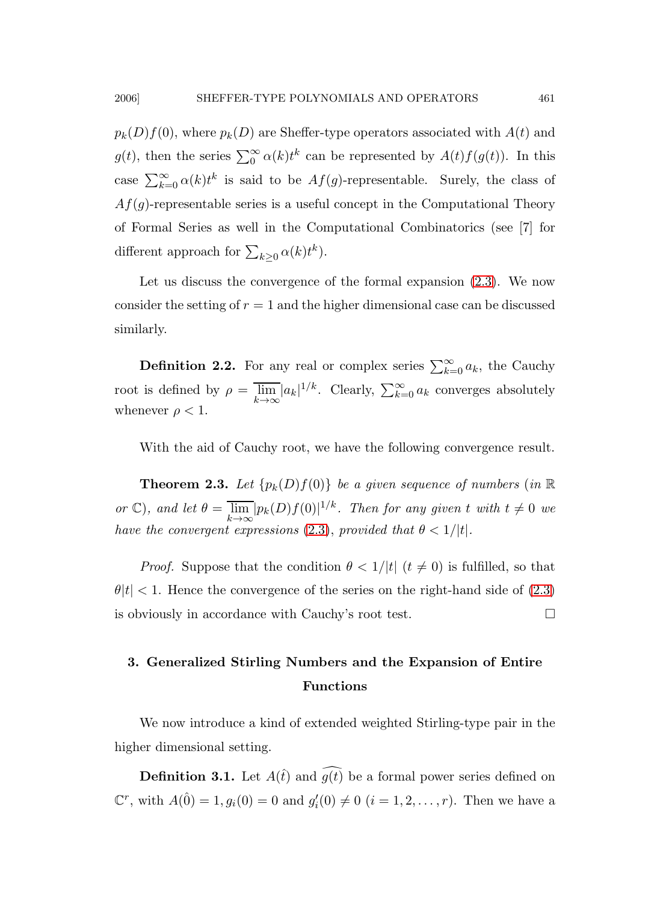$p_k(D)f(0)$, where $p_k(D)$ are Sheffer-type operators associated with $A(t)$ and $g(t)$, then the series $\sum_0^\infty \alpha(k)t^k$ can be represented by $A(t)f(g(t))$. In this case $\sum_{k=0}^\infty \alpha(k)t^k$ is said to be $Af(g)$-representable. Surely, the class of $Af(g)$-representable series is a useful concept in the Computational Theory of Formal Series as well in the Computational Combinatorics (see [7] for different approach for $\sum_{k\geq 0}\alpha(k)t^k$).

Let us discuss the convergence of the formal expansion (2.3). We now consider the setting of $r = 1$ and the higher dimensional case can be discussed similarly.

**Definition 2.2.** For any real or complex series $\sum_{k=0}^\infty a_k$, the Cauchy root is defined by $\rho = \overline{\lim_{k\to\infty}}|a_k|^{1/k}$. Clearly, $\sum_{k=0}^\infty a_k$ converges absolutely whenever $\rho < 1$.

With the aid of Cauchy root, we have the following convergence result.

**Theorem 2.3.** *Let $\{p_k(D)f(0)\}$ be a given sequence of numbers (in $\mathbb{R}$ or $\mathbb{C}$), and let $\theta = \overline{\lim_{k\to\infty}}|p_k(D)f(0)|^{1/k}$. Then for any given $t$ with $t \neq 0$ we have the convergent expressions (2.3), provided that $\theta < 1/|t|$.*

*Proof.* Suppose that the condition $\theta < 1/|t|$ $(t \neq 0)$ is fulfilled, so that $\theta|t| < 1$. Hence the convergence of the series on the right-hand side of (2.3) is obviously in accordance with Cauchy's root test. □

## 3. Generalized Stirling Numbers and the Expansion of Entire Functions

We now introduce a kind of extended weighted Stirling-type pair in the higher dimensional setting.

**Definition 3.1.** Let $A(\hat{t})$ and $\widehat{g(t)}$ be a formal power series defined on $\mathbb{C}^r$, with $A(\hat{0}) = 1, g_i(0) = 0$ and $g_i'(0) \neq 0$ $(i = 1, 2, \ldots, r)$. Then we have a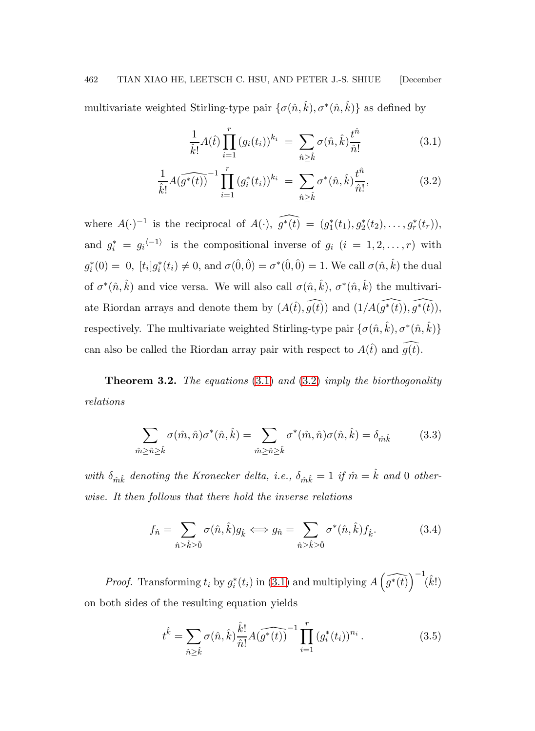multivariate weighted Stirling-type pair $\{\sigma(\hat{n},\hat{k}),\sigma^*(\hat{n},\hat{k})\}$ as defined by

$$\frac{1}{\hat{k}!}A(\hat{t})\prod_{i=1}^{r}(g_i(t_i))^{k_i} = \sum_{\hat{n}\geq\hat{k}}\sigma(\hat{n},\hat{k})\frac{t^{\hat{n}}}{\hat{n}!} \tag{3.1}$$

$$\frac{1}{\hat{k}!}A(\widehat{g^*(t)})^{-1}\prod_{i=1}^{r}(g_i^*(t_i))^{k_i} = \sum_{\hat{n}\geq\hat{k}}\sigma^*(\hat{n},\hat{k})\frac{t^{\hat{n}}}{\hat{n}!}, \tag{3.2}$$

where $A(\cdot)^{-1}$ is the reciprocal of $A(\cdot)$, $\widehat{g^*(t)} = (g_1^*(t_1), g_2^*(t_2),\ldots,g_r^*(t_r))$, and $g_i^* = g_i^{\langle -1\rangle}$ is the compositional inverse of $g_i$ $(i = 1,2,\ldots,r)$ with $g_i^*(0) = 0$, $[t_i]g_i^*(t_i)\neq 0$, and $\sigma(\hat{0},\hat{0}) = \sigma^*(\hat{0},\hat{0}) = 1$. We call $\sigma(\hat{n},\hat{k})$ the dual of $\sigma^*(\hat{n},\hat{k})$ and vice versa. We will also call $\sigma(\hat{n},\hat{k})$, $\sigma^*(\hat{n},\hat{k})$ the multivariate Riordan arrays and denote them by $(A(\hat{t}),\widehat{g(t)})$ and $(1/A(\widehat{g^*(t)}),\widehat{g^*(t)})$, respectively. The multivariate weighted Stirling-type pair $\{\sigma(\hat{n},\hat{k}),\sigma^*(\hat{n},\hat{k})\}$ can also be called the Riordan array pair with respect to $A(\hat{t})$ and $\widehat{g(t)}$.

**Theorem 3.2.** *The equations* (3.1) *and* (3.2) *imply the biorthogonality relations*

$$\sum_{\hat{m}\geq\hat{n}\geq\hat{k}}\sigma(\hat{m},\hat{n})\sigma^*(\hat{n},\hat{k}) = \sum_{\hat{m}\geq\hat{n}\geq\hat{k}}\sigma^*(\hat{m},\hat{n})\sigma(\hat{n},\hat{k}) = \delta_{\hat{m}\hat{k}} \tag{3.3}$$

*with $\delta_{\hat{m}\hat{k}}$ denoting the Kronecker delta, i.e., $\delta_{\hat{m}\hat{k}} = 1$ if $\hat{m} = \hat{k}$ and $0$ otherwise. It then follows that there hold the inverse relations*

$$f_{\hat{n}} = \sum_{\hat{n}\geq\hat{k}\geq\hat{0}}\sigma(\hat{n},\hat{k})g_{\hat{k}} \Longleftrightarrow g_{\hat{n}} = \sum_{\hat{n}\geq\hat{k}\geq\hat{0}}\sigma^*(\hat{n},\hat{k})f_{\hat{k}}. \tag{3.4}$$

*Proof.* Transforming $t_i$ by $g_i^*(t_i)$ in (3.1) and multiplying $A\left(\widehat{g^*(t)}\right)^{-1}(\hat{k}!)$ on both sides of the resulting equation yields

$$t^{\hat{k}} = \sum_{\hat{n}\geq\hat{k}}\sigma(\hat{n},\hat{k})\frac{\hat{k}!}{\hat{n}!}A(\widehat{g^*(t)})^{-1}\prod_{i=1}^{r}(g_i^*(t_i))^{n_i}. \tag{3.5}$$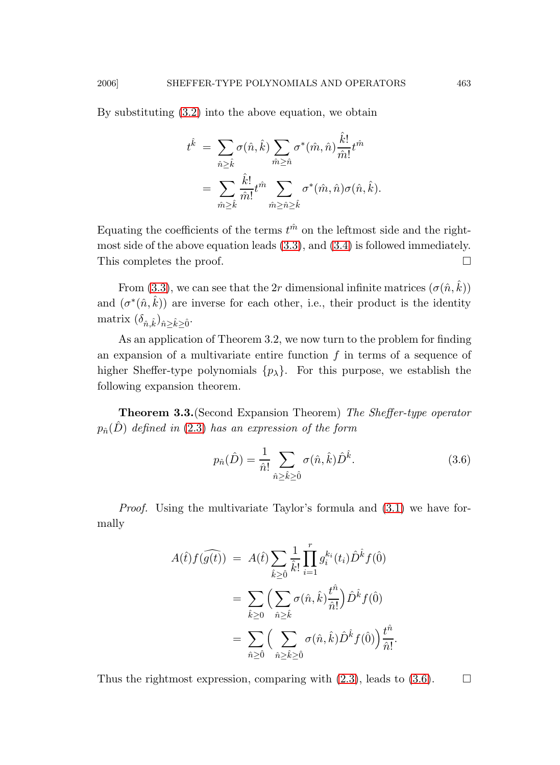By substituting (3.2) into the above equation, we obtain

$$
\begin{aligned}
t^{\hat{k}} &= \sum_{\hat{n}\geq\hat{k}} \sigma(\hat{n},\hat{k}) \sum_{\hat{m}\geq\hat{n}} \sigma^*(\hat{m},\hat{n}) \frac{\hat{k}!}{\hat{m}!} t^{\hat{m}} \\
&= \sum_{\hat{m}\geq\hat{k}} \frac{\hat{k}!}{\hat{m}!} t^{\hat{m}} \sum_{\hat{m}\geq\hat{n}\geq\hat{k}} \sigma^*(\hat{m},\hat{n})\sigma(\hat{n},\hat{k}).
\end{aligned}
$$

Equating the coefficients of the terms $t^{\hat{m}}$ on the leftmost side and the rightmost side of the above equation leads (3.3), and (3.4) is followed immediately. This completes the proof. □

From (3.3), we can see that the $2r$ dimensional infinite matrices $(\sigma(\hat{n},\hat{k}))$ and $(\sigma^*(\hat{n},\hat{k}))$ are inverse for each other, i.e., their product is the identity matrix $(\delta_{\hat{n},\hat{k}})_{\hat{n}\geq\hat{k}\geq\hat{0}}$.

As an application of Theorem 3.2, we now turn to the problem for finding an expansion of a multivariate entire function $f$ in terms of a sequence of higher Sheffer-type polynomials $\{p_\lambda\}$. For this purpose, we establish the following expansion theorem.

**Theorem 3.3.** (Second Expansion Theorem) *The Sheffer-type operator $p_{\hat{n}}(\hat{D})$ defined in (2.3) has an expression of the form*

$$
p_{\hat{n}}(\hat{D}) = \frac{1}{\hat{n}!} \sum_{\hat{n}\geq\hat{k}\geq\hat{0}} \sigma(\hat{n},\hat{k}) \hat{D}^{\hat{k}}. \tag{3.6}
$$

*Proof.* Using the multivariate Taylor's formula and (3.1) we have formally

$$
\begin{aligned}
A(\hat{t}) f(\widehat{g(t)}) &= A(\hat{t}) \sum_{\hat{k}\geq\hat{0}} \frac{1}{\hat{k}!} \prod_{i=1}^{r} g_i^{k_i}(t_i) \hat{D}^{\hat{k}} f(\hat{0}) \\
&= \sum_{\hat{k}\geq 0} \Big( \sum_{\hat{n}\geq\hat{k}} \sigma(\hat{n},\hat{k}) \frac{t^{\hat{n}}}{\hat{n}!} \Big) \hat{D}^{\hat{k}} f(\hat{0}) \\
&= \sum_{\hat{n}\geq\hat{0}} \Big( \sum_{\hat{n}\geq\hat{k}\geq\hat{0}} \sigma(\hat{n},\hat{k}) \hat{D}^{\hat{k}} f(\hat{0}) \Big) \frac{t^{\hat{n}}}{\hat{n}!}.
\end{aligned}
$$

Thus the rightmost expression, comparing with (2.3), leads to (3.6). □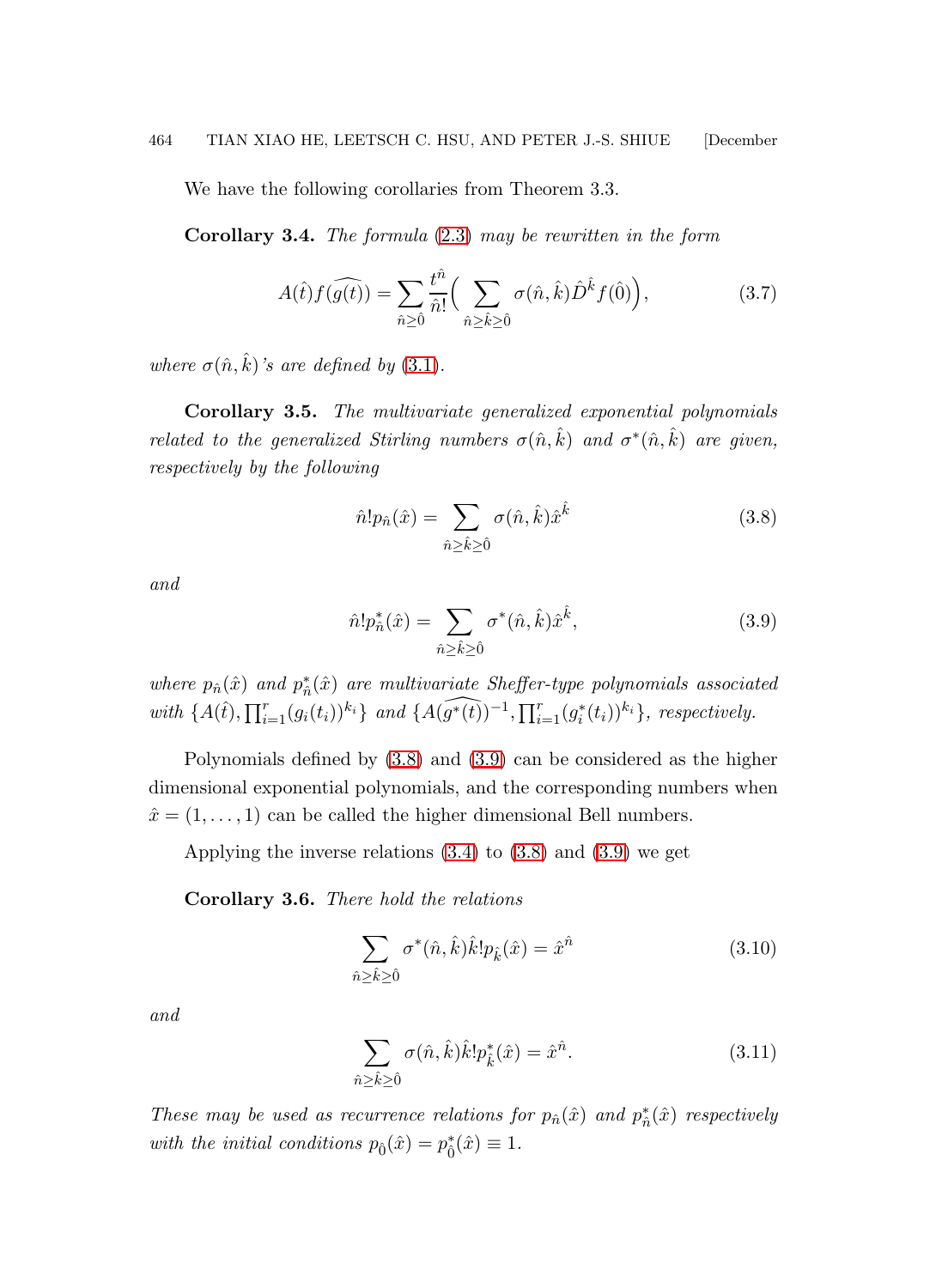We have the following corollaries from Theorem 3.3.

**Corollary 3.4.** *The formula* (2.3) *may be rewritten in the form*

$$A(\hat{t})f(\widehat{g(t)}) = \sum_{\hat{n}\geq\hat{0}} \frac{t^{\hat{n}}}{\hat{n}!}\Big(\sum_{\hat{n}\geq\hat{k}\geq\hat{0}} \sigma(\hat{n},\hat{k})\hat{D}^{\hat{k}} f(\hat{0})\Big), \tag{3.7}$$

*where* $\sigma(\hat{n},\hat{k})$*'s are defined by* (3.1).

**Corollary 3.5.** *The multivariate generalized exponential polynomials related to the generalized Stirling numbers* $\sigma(\hat{n},\hat{k})$ *and* $\sigma^*(\hat{n},\hat{k})$ *are given, respectively by the following*

$$\hat{n}!p_{\hat{n}}(\hat{x}) = \sum_{\hat{n}\geq\hat{k}\geq\hat{0}} \sigma(\hat{n},\hat{k})\hat{x}^{\hat{k}} \tag{3.8}$$

*and*

$$\hat{n}!p^*_{\hat{n}}(\hat{x}) = \sum_{\hat{n}\geq\hat{k}\geq\hat{0}} \sigma^*(\hat{n},\hat{k})\hat{x}^{\hat{k}}, \tag{3.9}$$

*where* $p_{\hat{n}}(\hat{x})$ *and* $p^*_{\hat{n}}(\hat{x})$ *are multivariate Sheffer-type polynomials associated with* $\{A(\hat{t}), \prod_{i=1}^r (g_i(t_i))^{k_i}\}$ *and* $\{A(\widehat{g^*(t)})^{-1}, \prod_{i=1}^r (g_i^*(t_i))^{k_i}\}$*, respectively.*

Polynomials defined by (3.8) and (3.9) can be considered as the higher dimensional exponential polynomials, and the corresponding numbers when $\hat{x} = (1,\ldots,1)$ can be called the higher dimensional Bell numbers.

Applying the inverse relations (3.4) to (3.8) and (3.9) we get

**Corollary 3.6.** *There hold the relations*

$$\sum_{\hat{n}\geq\hat{k}\geq\hat{0}} \sigma^*(\hat{n},\hat{k})\hat{k}!p_{\hat{k}}(\hat{x}) = \hat{x}^{\hat{n}} \tag{3.10}$$

*and*

$$\sum_{\hat{n}\geq\hat{k}\geq\hat{0}} \sigma(\hat{n},\hat{k})\hat{k}!p^*_{\hat{k}}(\hat{x}) = \hat{x}^{\hat{n}}. \tag{3.11}$$

*These may be used as recurrence relations for* $p_{\hat{n}}(\hat{x})$ *and* $p^*_{\hat{n}}(\hat{x})$ *respectively with the initial conditions* $p_{\hat{0}}(\hat{x}) = p^*_{\hat{0}}(\hat{x}) \equiv 1$.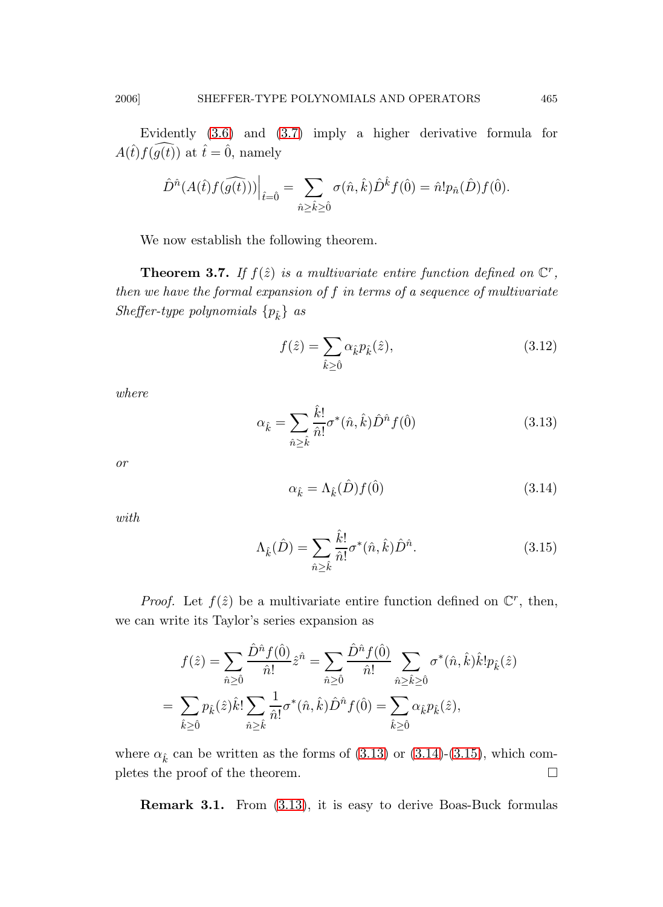Evidently (3.6) and (3.7) imply a higher derivative formula for $A(\hat{t})f(\widehat{g(t)})$ at $\hat{t} = \hat{0}$, namely

$$\hat{D}^{\hat{n}}(A(\hat{t})f(\widehat{g(t)}))\Big|_{\hat{t}=\hat{0}} = \sum_{\hat{n}\geq\hat{k}\geq\hat{0}} \sigma(\hat{n},\hat{k})\hat{D}^{\hat{k}}f(\hat{0}) = \hat{n}!p_{\hat{n}}(\hat{D})f(\hat{0}).$$

We now establish the following theorem.

**Theorem 3.7.** *If $f(\hat{z})$ is a multivariate entire function defined on $\mathbb{C}^r$, then we have the formal expansion of $f$ in terms of a sequence of multivariate Sheffer-type polynomials $\{p_{\hat{k}}\}$ as*

$$f(\hat{z}) = \sum_{\hat{k}\geq\hat{0}} \alpha_{\hat{k}} p_{\hat{k}}(\hat{z}), \tag{3.12}$$

*where*

$$\alpha_{\hat{k}} = \sum_{\hat{n}\geq\hat{k}} \frac{\hat{k}!}{\hat{n}!}\sigma^*(\hat{n},\hat{k})\hat{D}^{\hat{n}}f(\hat{0}) \tag{3.13}$$

*or*

$$\alpha_{\hat{k}} = \Lambda_{\hat{k}}(\hat{D})f(\hat{0}) \tag{3.14}$$

*with*

$$\Lambda_{\hat{k}}(\hat{D}) = \sum_{\hat{n}\geq\hat{k}} \frac{\hat{k}!}{\hat{n}!}\sigma^*(\hat{n},\hat{k})\hat{D}^{\hat{n}}. \tag{3.15}$$

*Proof.* Let $f(\hat{z})$ be a multivariate entire function defined on $\mathbb{C}^r$, then, we can write its Taylor's series expansion as

$$f(\hat{z}) = \sum_{\hat{n}\geq\hat{0}} \frac{\hat{D}^{\hat{n}}f(\hat{0})}{\hat{n}!}\hat{z}^{\hat{n}} = \sum_{\hat{n}\geq\hat{0}} \frac{\hat{D}^{\hat{n}}f(\hat{0})}{\hat{n}!} \sum_{\hat{n}\geq\hat{k}\geq\hat{0}} \sigma^*(\hat{n},\hat{k})\hat{k}!p_{\hat{k}}(\hat{z})$$

$$= \sum_{\hat{k}\geq\hat{0}} p_{\hat{k}}(\hat{z})\hat{k}!\sum_{\hat{n}\geq\hat{k}} \frac{1}{\hat{n}!}\sigma^*(\hat{n},\hat{k})\hat{D}^{\hat{n}}f(\hat{0}) = \sum_{\hat{k}\geq\hat{0}} \alpha_{\hat{k}}p_{\hat{k}}(\hat{z}),$$

where $\alpha_{\hat{k}}$ can be written as the forms of (3.13) or (3.14)-(3.15), which completes the proof of the theorem. □

**Remark 3.1.** From (3.13), it is easy to derive Boas-Buck formulas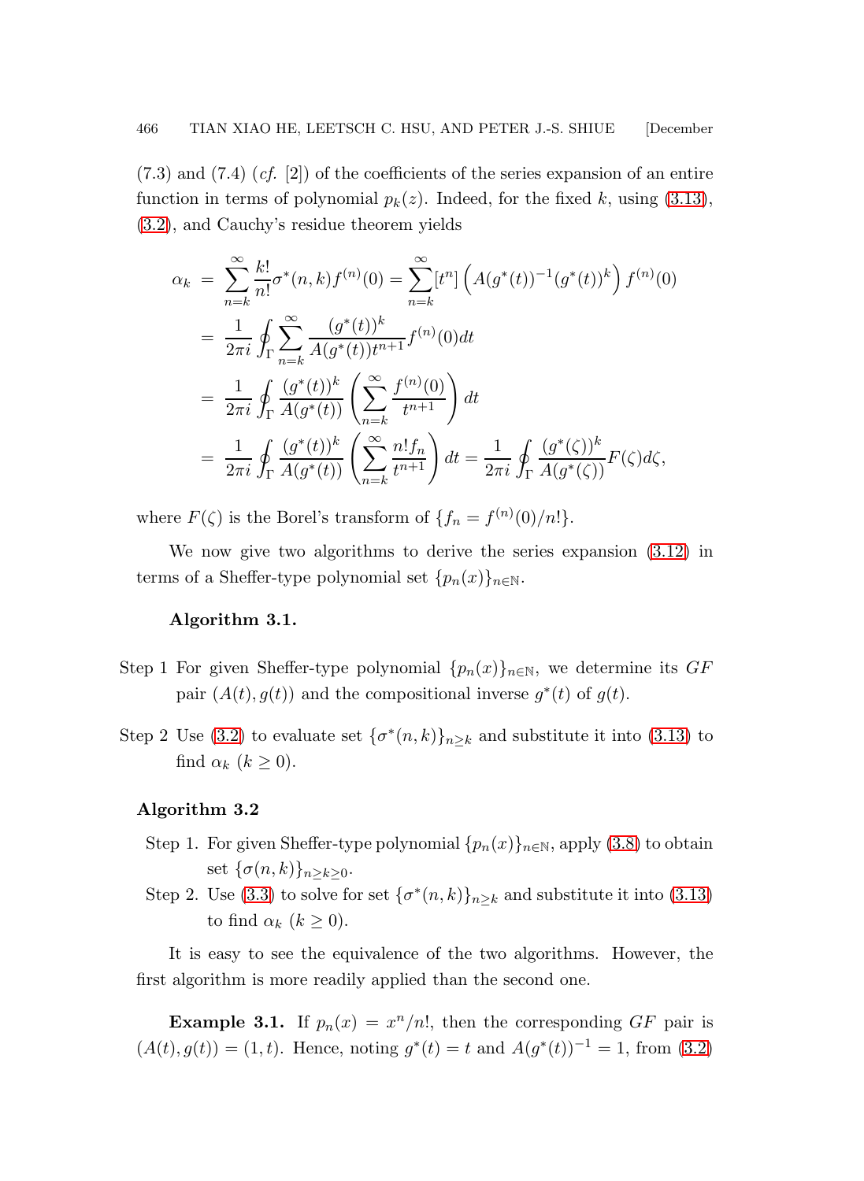(7.3) and (7.4) (*cf.* [2]) of the coefficients of the series expansion of an entire function in terms of polynomial $p_k(z)$. Indeed, for the fixed $k$, using (3.13), (3.2), and Cauchy's residue theorem yields

$$
\begin{aligned}
\alpha_k &= \sum_{n=k}^{\infty} \frac{k!}{n!}\sigma^*(n,k) f^{(n)}(0) = \sum_{n=k}^{\infty} [t^n]\left(A(g^*(t))^{-1}(g^*(t))^k\right) f^{(n)}(0) \\
&= \frac{1}{2\pi i}\oint_\Gamma \sum_{n=k}^{\infty} \frac{(g^*(t))^k}{A(g^*(t))t^{n+1}} f^{(n)}(0) dt \\
&= \frac{1}{2\pi i}\oint_\Gamma \frac{(g^*(t))^k}{A(g^*(t))}\left(\sum_{n=k}^{\infty}\frac{f^{(n)}(0)}{t^{n+1}}\right) dt \\
&= \frac{1}{2\pi i}\oint_\Gamma \frac{(g^*(t))^k}{A(g^*(t))}\left(\sum_{n=k}^{\infty}\frac{n! f_n}{t^{n+1}}\right) dt = \frac{1}{2\pi i}\oint_\Gamma \frac{(g^*(\zeta))^k}{A(g^*(\zeta))} F(\zeta) d\zeta,
\end{aligned}
$$

where $F(\zeta)$ is the Borel's transform of $\{f_n = f^{(n)}(0)/n!\}$.

We now give two algorithms to derive the series expansion (3.12) in terms of a Sheffer-type polynomial set $\{p_n(x)\}_{n\in\mathbb{N}}$.

**Algorithm 3.1.**

Step 1 For given Sheffer-type polynomial $\{p_n(x)\}_{n\in\mathbb{N}}$, we determine its $GF$ pair $(A(t), g(t))$ and the compositional inverse $g^*(t)$ of $g(t)$.

Step 2 Use (3.2) to evaluate set $\{\sigma^*(n,k)\}_{n\geq k}$ and substitute it into (3.13) to find $\alpha_k$ $(k \geq 0)$.

**Algorithm 3.2**

Step 1. For given Sheffer-type polynomial $\{p_n(x)\}_{n\in\mathbb{N}}$, apply (3.8) to obtain set $\{\sigma(n,k)\}_{n\geq k\geq 0}$.

Step 2. Use (3.3) to solve for set $\{\sigma^*(n,k)\}_{n\geq k}$ and substitute it into (3.13) to find $\alpha_k$ $(k \geq 0)$.

It is easy to see the equivalence of the two algorithms. However, the first algorithm is more readily applied than the second one.

**Example 3.1.** If $p_n(x) = x^n/n!$, then the corresponding $GF$ pair is $(A(t), g(t)) = (1, t)$. Hence, noting $g^*(t) = t$ and $A(g^*(t))^{-1} = 1$, from (3.2)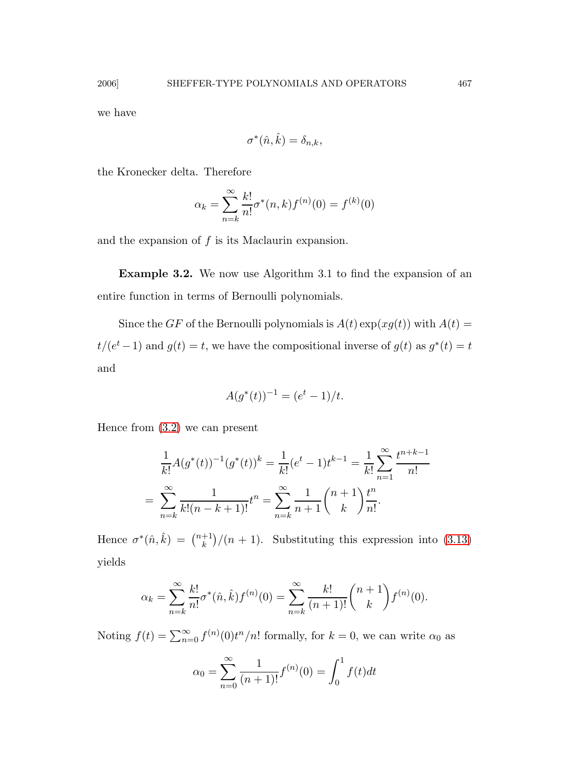we have

$$\sigma^*(\hat{n}, \hat{k}) = \delta_{n,k},$$

the Kronecker delta. Therefore

$$\alpha_k = \sum_{n=k}^{\infty} \frac{k!}{n!} \sigma^*(n,k) f^{(n)}(0) = f^{(k)}(0)$$

and the expansion of $f$ is its Maclaurin expansion.

**Example 3.2.** We now use Algorithm 3.1 to find the expansion of an entire function in terms of Bernoulli polynomials.

Since the $GF$ of the Bernoulli polynomials is $A(t)\exp(xg(t))$ with $A(t) = t/(e^t - 1)$ and $g(t) = t$, we have the compositional inverse of $g(t)$ as $g^*(t) = t$ and

$$A(g^*(t))^{-1} = (e^t - 1)/t.$$

Hence from (3.2) we can present

$$\begin{aligned}
&\frac{1}{k!} A(g^*(t))^{-1} (g^*(t))^k = \frac{1}{k!}(e^t - 1)t^{k-1} = \frac{1}{k!} \sum_{n=1}^{\infty} \frac{t^{n+k-1}}{n!} \\
&= \sum_{n=k}^{\infty} \frac{1}{k!(n-k+1)!} t^n = \sum_{n=k}^{\infty} \frac{1}{n+1} \binom{n+1}{k} \frac{t^n}{n!}.
\end{aligned}$$

Hence $\sigma^*(\hat{n}, \hat{k}) = \binom{n+1}{k}/(n+1)$. Substituting this expression into (3.13) yields

$$\alpha_k = \sum_{n=k}^{\infty} \frac{k!}{n!} \sigma^*(\hat{n}, \hat{k}) f^{(n)}(0) = \sum_{n=k}^{\infty} \frac{k!}{(n+1)!} \binom{n+1}{k} f^{(n)}(0).$$

Noting $f(t) = \sum_{n=0}^{\infty} f^{(n)}(0) t^n / n!$ formally, for $k = 0$, we can write $\alpha_0$ as

$$\alpha_0 = \sum_{n=0}^{\infty} \frac{1}{(n+1)!} f^{(n)}(0) = \int_0^1 f(t) dt$$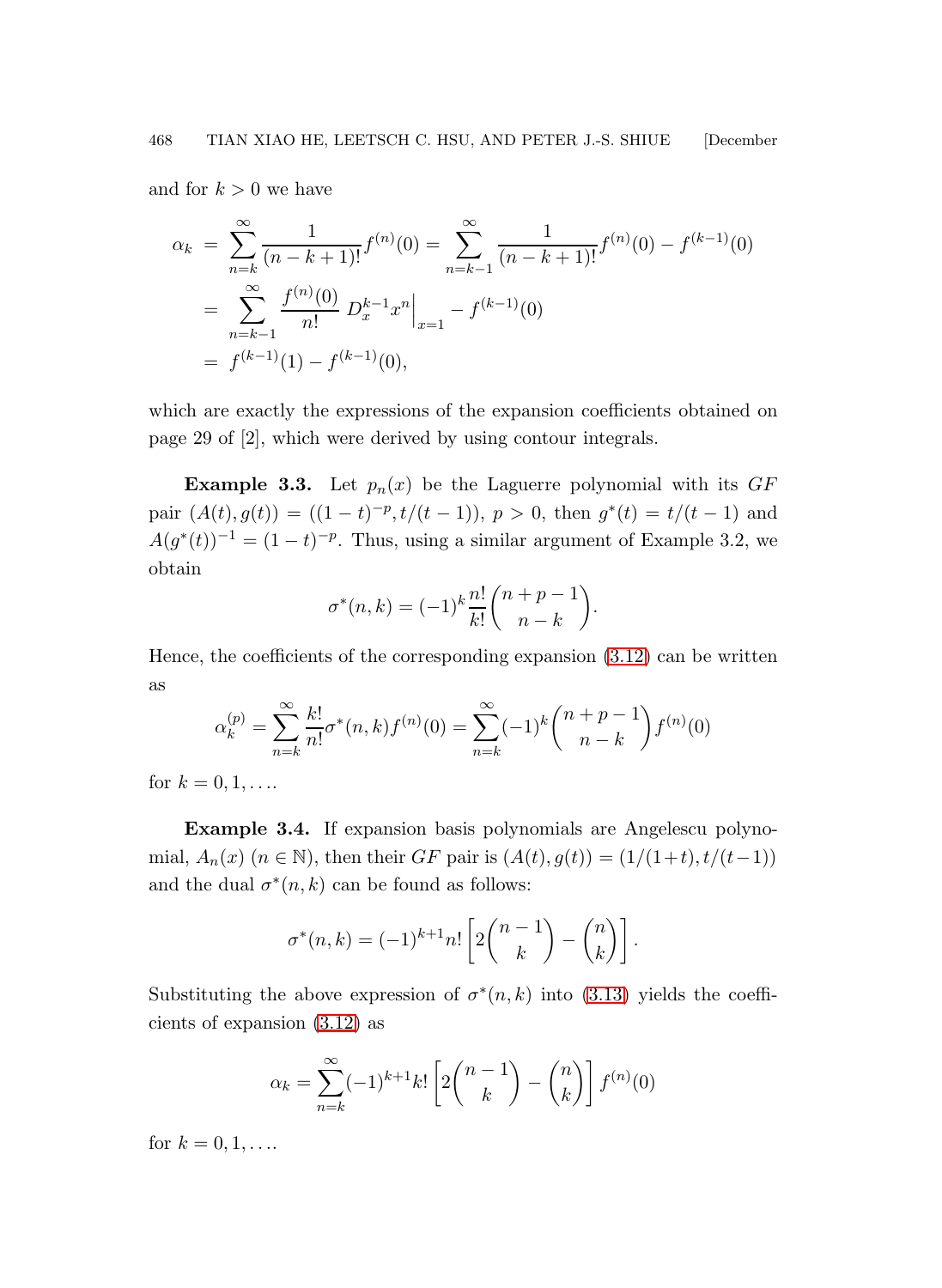and for $k > 0$ we have

$$
\begin{aligned}
\alpha_k &= \sum_{n=k}^{\infty} \frac{1}{(n-k+1)!} f^{(n)}(0) = \sum_{n=k-1}^{\infty} \frac{1}{(n-k+1)!} f^{(n)}(0) - f^{(k-1)}(0) \\
&= \sum_{n=k-1}^{\infty} \frac{f^{(n)}(0)}{n!} \, D_x^{k-1} x^n \Big|_{x=1} - f^{(k-1)}(0) \\
&= f^{(k-1)}(1) - f^{(k-1)}(0),
\end{aligned}
$$

which are exactly the expressions of the expansion coefficients obtained on page 29 of [2], which were derived by using contour integrals.

**Example 3.3.** Let $p_n(x)$ be the Laguerre polynomial with its $GF$ pair $(A(t), g(t)) = ((1-t)^{-p}, t/(t-1))$, $p > 0$, then $g^*(t) = t/(t-1)$ and $A(g^*(t))^{-1} = (1-t)^{-p}$. Thus, using a similar argument of Example 3.2, we obtain

$$
\sigma^*(n,k) = (-1)^k \frac{n!}{k!} \binom{n+p-1}{n-k}.
$$

Hence, the coefficients of the corresponding expansion (3.12) can be written as

$$
\alpha_k^{(p)} = \sum_{n=k}^{\infty} \frac{k!}{n!} \sigma^*(n,k) f^{(n)}(0) = \sum_{n=k}^{\infty} (-1)^k \binom{n+p-1}{n-k} f^{(n)}(0)
$$

for $k = 0, 1, \ldots$.

**Example 3.4.** If expansion basis polynomials are Angelescu polynomial, $A_n(x)$ ($n \in \mathbb{N}$), then their $GF$ pair is $(A(t), g(t)) = (1/(1+t), t/(t-1))$ and the dual $\sigma^*(n,k)$ can be found as follows:

$$
\sigma^*(n,k) = (-1)^{k+1} n! \left[ 2\binom{n-1}{k} - \binom{n}{k} \right].
$$

Substituting the above expression of $\sigma^*(n,k)$ into (3.13) yields the coefficients of expansion (3.12) as

$$
\alpha_k = \sum_{n=k}^{\infty} (-1)^{k+1} k! \left[ 2\binom{n-1}{k} - \binom{n}{k} \right] f^{(n)}(0)
$$

for $k = 0, 1, \ldots$.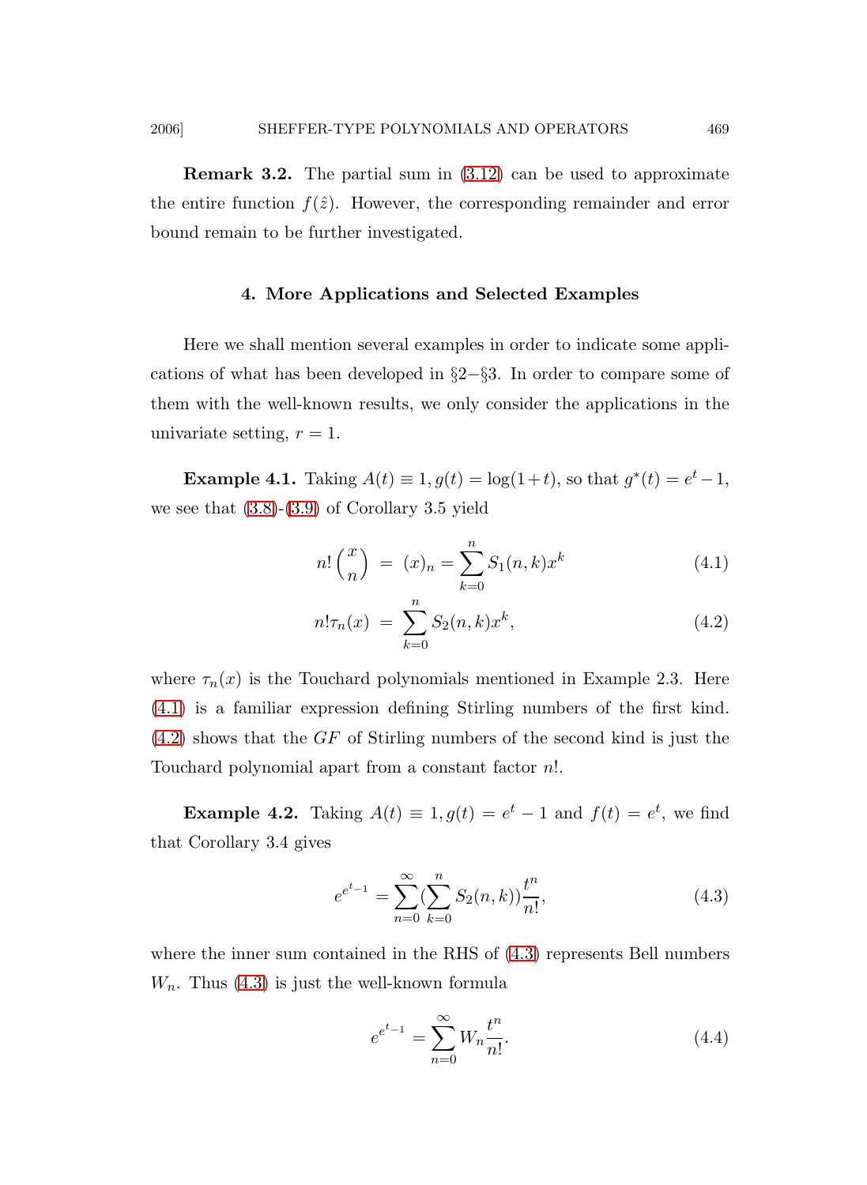**Remark 3.2.** The partial sum in (3.12) can be used to approximate the entire function $f(\hat{z})$. However, the corresponding remainder and error bound remain to be further investigated.

## 4. More Applications and Selected Examples

Here we shall mention several examples in order to indicate some applications of what has been developed in §2−§3. In order to compare some of them with the well-known results, we only consider the applications in the univariate setting, $r = 1$.

**Example 4.1.** Taking $A(t) \equiv 1, g(t) = \log(1+t)$, so that $g^*(t) = e^t - 1$, we see that (3.8)-(3.9) of Corollary 3.5 yield

$$n!\binom{x}{n} = (x)_n = \sum_{k=0}^{n} S_1(n,k)x^k \tag{4.1}$$

$$n!\tau_n(x) = \sum_{k=0}^{n} S_2(n,k)x^k, \tag{4.2}$$

where $\tau_n(x)$ is the Touchard polynomials mentioned in Example 2.3. Here (4.1) is a familiar expression defining Stirling numbers of the first kind. (4.2) shows that the $GF$ of Stirling numbers of the second kind is just the Touchard polynomial apart from a constant factor $n!$.

**Example 4.2.** Taking $A(t) \equiv 1, g(t) = e^t - 1$ and $f(t) = e^t$, we find that Corollary 3.4 gives

$$e^{e^{t}-1} = \sum_{n=0}^{\infty}(\sum_{k=0}^{n} S_2(n,k))\frac{t^n}{n!}, \tag{4.3}$$

where the inner sum contained in the RHS of (4.3) represents Bell numbers $W_n$. Thus (4.3) is just the well-known formula

$$e^{e^{t}-1} = \sum_{n=0}^{\infty} W_n \frac{t^n}{n!}. \tag{4.4}$$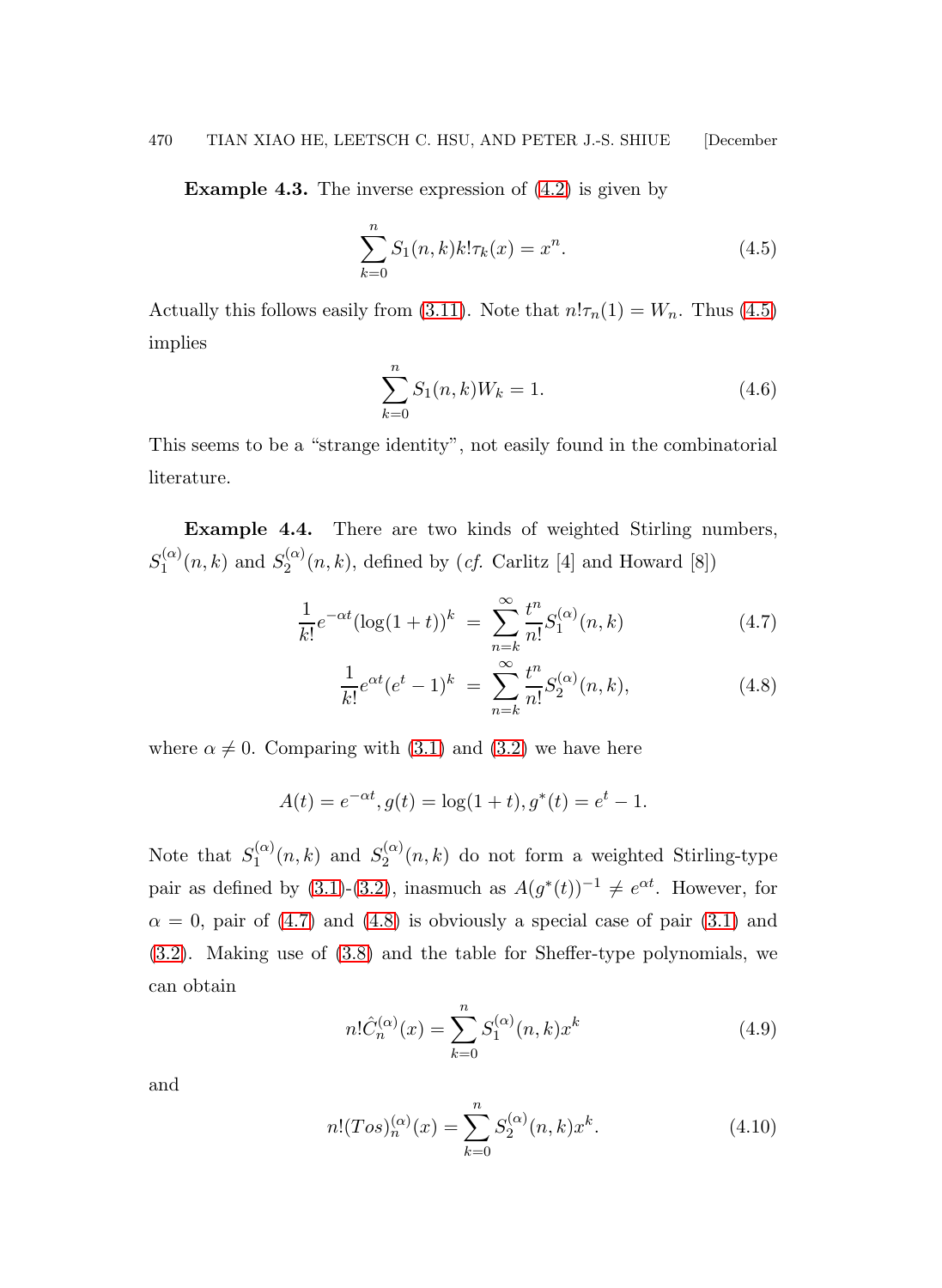**Example 4.3.** The inverse expression of (4.2) is given by

$$\sum_{k=0}^{n} S_1(n,k)k!\tau_k(x) = x^n. \tag{4.5}$$

Actually this follows easily from (3.11). Note that $n!\tau_n(1) = W_n$. Thus (4.5) implies

$$\sum_{k=0}^{n} S_1(n,k)W_k = 1. \tag{4.6}$$

This seems to be a "strange identity", not easily found in the combinatorial literature.

**Example 4.4.** There are two kinds of weighted Stirling numbers, $S_1^{(\alpha)}(n,k)$ and $S_2^{(\alpha)}(n,k)$, defined by (*cf.* Carlitz [4] and Howard [8])

$$\frac{1}{k!}e^{-\alpha t}(\log(1+t))^k = \sum_{n=k}^{\infty} \frac{t^n}{n!} S_1^{(\alpha)}(n,k) \tag{4.7}$$

$$\frac{1}{k!}e^{\alpha t}(e^t-1)^k = \sum_{n=k}^{\infty} \frac{t^n}{n!} S_2^{(\alpha)}(n,k), \tag{4.8}$$

where $\alpha \neq 0$. Comparing with (3.1) and (3.2) we have here

$$A(t) = e^{-\alpha t}, g(t) = \log(1+t), g^*(t) = e^t - 1.$$

Note that $S_1^{(\alpha)}(n,k)$ and $S_2^{(\alpha)}(n,k)$ do not form a weighted Stirling-type pair as defined by (3.1)-(3.2), inasmuch as $A(g^*(t))^{-1} \neq e^{\alpha t}$. However, for $\alpha = 0$, pair of (4.7) and (4.8) is obviously a special case of pair (3.1) and (3.2). Making use of (3.8) and the table for Sheffer-type polynomials, we can obtain

$$n!\hat{C}_n^{(\alpha)}(x) = \sum_{k=0}^{n} S_1^{(\alpha)}(n,k)x^k \tag{4.9}$$

and

$$n!(Tos)_n^{(\alpha)}(x) = \sum_{k=0}^{n} S_2^{(\alpha)}(n,k)x^k. \tag{4.10}$$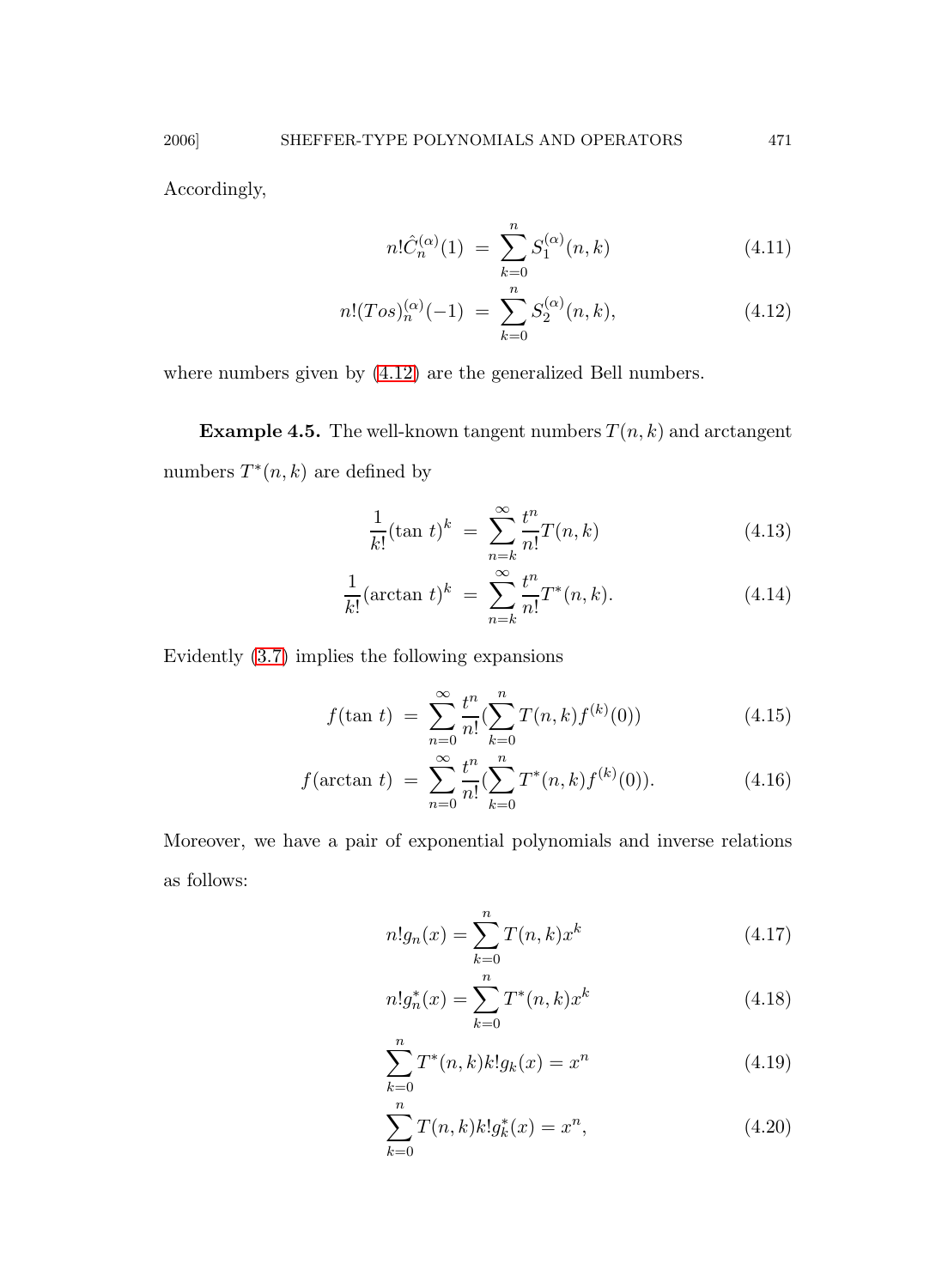Accordingly,

$$n!\hat{C}_n^{(\alpha)}(1) \;=\; \sum_{k=0}^{n} S_1^{(\alpha)}(n,k) \tag{4.11}$$

$$n!(Tos)_n^{(\alpha)}(-1) \;=\; \sum_{k=0}^{n} S_2^{(\alpha)}(n,k), \tag{4.12}$$

where numbers given by (4.12) are the generalized Bell numbers.

**Example 4.5.** The well-known tangent numbers $T(n,k)$ and arctangent numbers $T^*(n,k)$ are defined by

$$\frac{1}{k!}(\tan\, t)^k \;=\; \sum_{n=k}^{\infty} \frac{t^n}{n!} T(n,k) \tag{4.13}$$

$$\frac{1}{k!}(\arctan\, t)^k \;=\; \sum_{n=k}^{\infty} \frac{t^n}{n!} T^*(n,k). \tag{4.14}$$

Evidently (3.7) implies the following expansions

$$f(\tan\, t) \;=\; \sum_{n=0}^{\infty} \frac{t^n}{n!} (\sum_{k=0}^{n} T(n,k) f^{(k)}(0)) \tag{4.15}$$

$$f(\arctan\, t) \;=\; \sum_{n=0}^{\infty} \frac{t^n}{n!} (\sum_{k=0}^{n} T^*(n,k) f^{(k)}(0)). \tag{4.16}$$

Moreover, we have a pair of exponential polynomials and inverse relations as follows:

$$n!g_n(x) = \sum_{k=0}^{n} T(n,k) x^k \tag{4.17}$$

$$n!g_n^*(x) = \sum_{k=0}^{n} T^*(n,k) x^k \tag{4.18}$$

$$\sum_{k=0}^{n} T^*(n,k) k! g_k(x) = x^n \tag{4.19}$$

$$\sum_{k=0}^{n} T(n,k) k! g_k^*(x) = x^n, \tag{4.20}$$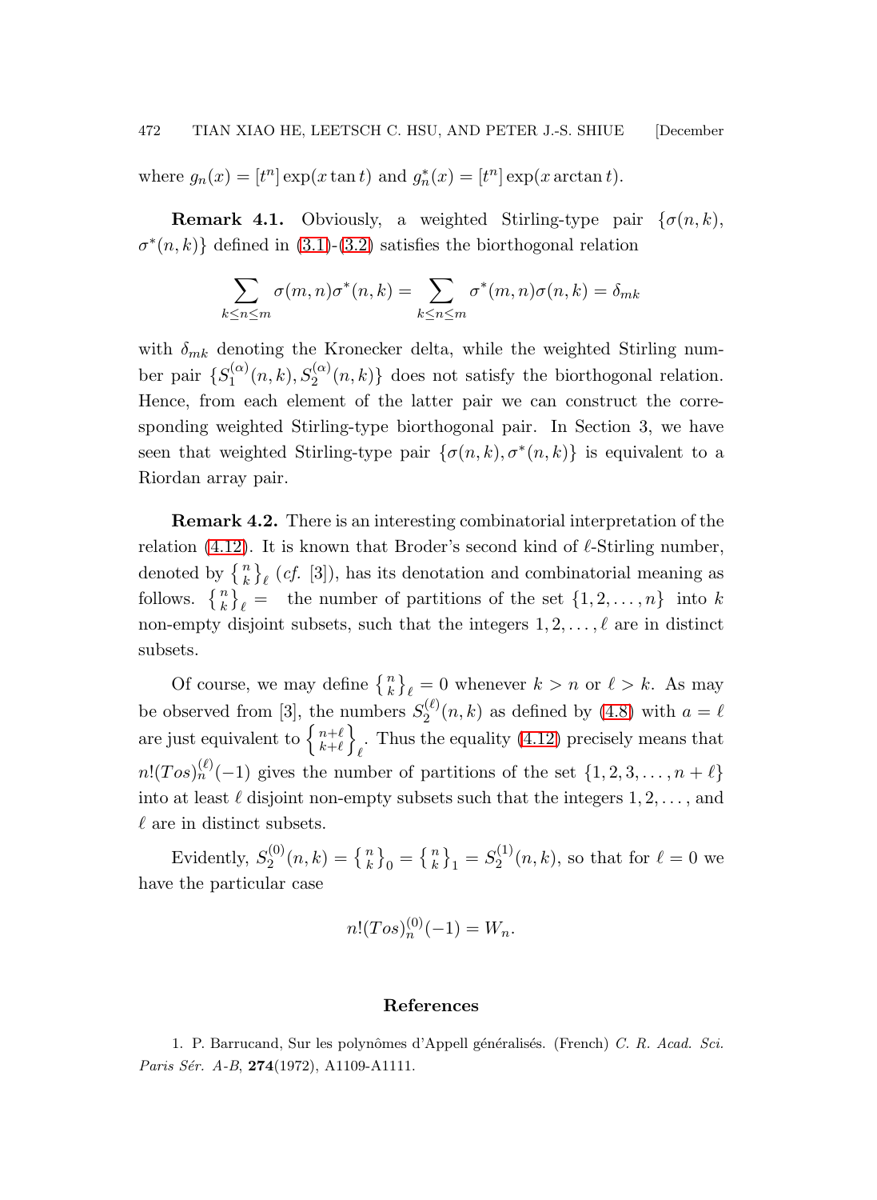where $g_n(x) = [t^n] \exp(x \tan t)$ and $g_n^*(x) = [t^n] \exp(x \arctan t)$.

**Remark 4.1.** Obviously, a weighted Stirling-type pair $\{\sigma(n,k), \sigma^*(n,k)\}$ defined in (3.1)-(3.2) satisfies the biorthogonal relation

$$\sum_{k \le n \le m} \sigma(m,n)\sigma^*(n,k) = \sum_{k \le n \le m} \sigma^*(m,n)\sigma(n,k) = \delta_{mk}$$

with $\delta_{mk}$ denoting the Kronecker delta, while the weighted Stirling number pair $\{S_1^{(\alpha)}(n,k), S_2^{(\alpha)}(n,k)\}$ does not satisfy the biorthogonal relation. Hence, from each element of the latter pair we can construct the corresponding weighted Stirling-type biorthogonal pair. In Section 3, we have seen that weighted Stirling-type pair $\{\sigma(n,k), \sigma^*(n,k)\}$ is equivalent to a Riordan array pair.

**Remark 4.2.** There is an interesting combinatorial interpretation of the relation (4.12). It is known that Broder's second kind of $\ell$-Stirling number, denoted by $\left\{ {n \atop k} \right\}_\ell$ (*cf.* [3]), has its denotation and combinatorial meaning as follows. $\left\{ {n \atop k} \right\}_\ell =$ the number of partitions of the set $\{1, 2, \ldots, n\}$ into $k$ non-empty disjoint subsets, such that the integers $1, 2, \ldots, \ell$ are in distinct subsets.

Of course, we may define $\left\{ {n \atop k} \right\}_\ell = 0$ whenever $k > n$ or $\ell > k$. As may be observed from [3], the numbers $S_2^{(\ell)}(n,k)$ as defined by (4.8) with $a = \ell$ are just equivalent to $\left\{ {n+\ell \atop k+\ell} \right\}_\ell$. Thus the equality (4.12) precisely means that $n!(Tos)_n^{(\ell)}(-1)$ gives the number of partitions of the set $\{1, 2, 3, \ldots, n+\ell\}$ into at least $\ell$ disjoint non-empty subsets such that the integers $1, 2, \ldots,$ and $\ell$ are in distinct subsets.

Evidently, $S_2^{(0)}(n,k) = \left\{ {n \atop k} \right\}_0 = \left\{ {n \atop k} \right\}_1 = S_2^{(1)}(n,k)$, so that for $\ell = 0$ we have the particular case

$$n!(Tos)_n^{(0)}(-1) = W_n.$$

## References

1. P. Barrucand, Sur les polynômes d'Appell généralisés. (French) *C. R. Acad. Sci. Paris Sér. A-B*, **274**(1972), A1109-A1111.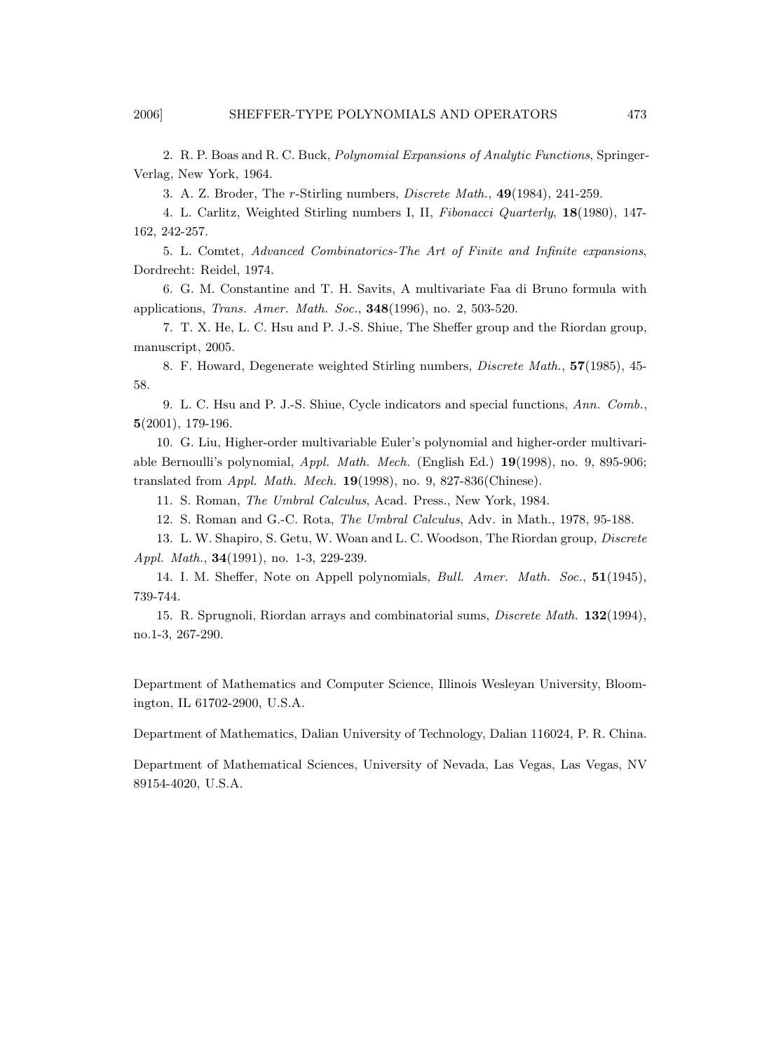2. R. P. Boas and R. C. Buck, *Polynomial Expansions of Analytic Functions*, Springer-Verlag, New York, 1964.

3. A. Z. Broder, The $r$-Stirling numbers, *Discrete Math.*, **49**(1984), 241-259.

4. L. Carlitz, Weighted Stirling numbers I, II, *Fibonacci Quarterly*, **18**(1980), 147-162, 242-257.

5. L. Comtet, *Advanced Combinatorics-The Art of Finite and Infinite expansions*, Dordrecht: Reidel, 1974.

6. G. M. Constantine and T. H. Savits, A multivariate Faa di Bruno formula with applications, *Trans. Amer. Math. Soc.*, **348**(1996), no. 2, 503-520.

7. T. X. He, L. C. Hsu and P. J.-S. Shiue, The Sheffer group and the Riordan group, manuscript, 2005.

8. F. Howard, Degenerate weighted Stirling numbers, *Discrete Math.*, **57**(1985), 45-58.

9. L. C. Hsu and P. J.-S. Shiue, Cycle indicators and special functions, *Ann. Comb.*, **5**(2001), 179-196.

10. G. Liu, Higher-order multivariable Euler's polynomial and higher-order multivariable Bernoulli's polynomial, *Appl. Math. Mech.* (English Ed.) **19**(1998), no. 9, 895-906; translated from *Appl. Math. Mech.* **19**(1998), no. 9, 827-836(Chinese).

11. S. Roman, *The Umbral Calculus*, Acad. Press., New York, 1984.

12. S. Roman and G.-C. Rota, *The Umbral Calculus*, Adv. in Math., 1978, 95-188.

13. L. W. Shapiro, S. Getu, W. Woan and L. C. Woodson, The Riordan group, *Discrete Appl. Math.*, **34**(1991), no. 1-3, 229-239.

14. I. M. Sheffer, Note on Appell polynomials, *Bull. Amer. Math. Soc.*, **51**(1945), 739-744.

15. R. Sprugnoli, Riordan arrays and combinatorial sums, *Discrete Math.* **132**(1994), no.1-3, 267-290.

Department of Mathematics and Computer Science, Illinois Wesleyan University, Bloomington, IL 61702-2900, U.S.A.

Department of Mathematics, Dalian University of Technology, Dalian 116024, P. R. China.

Department of Mathematical Sciences, University of Nevada, Las Vegas, Las Vegas, NV 89154-4020, U.S.A.